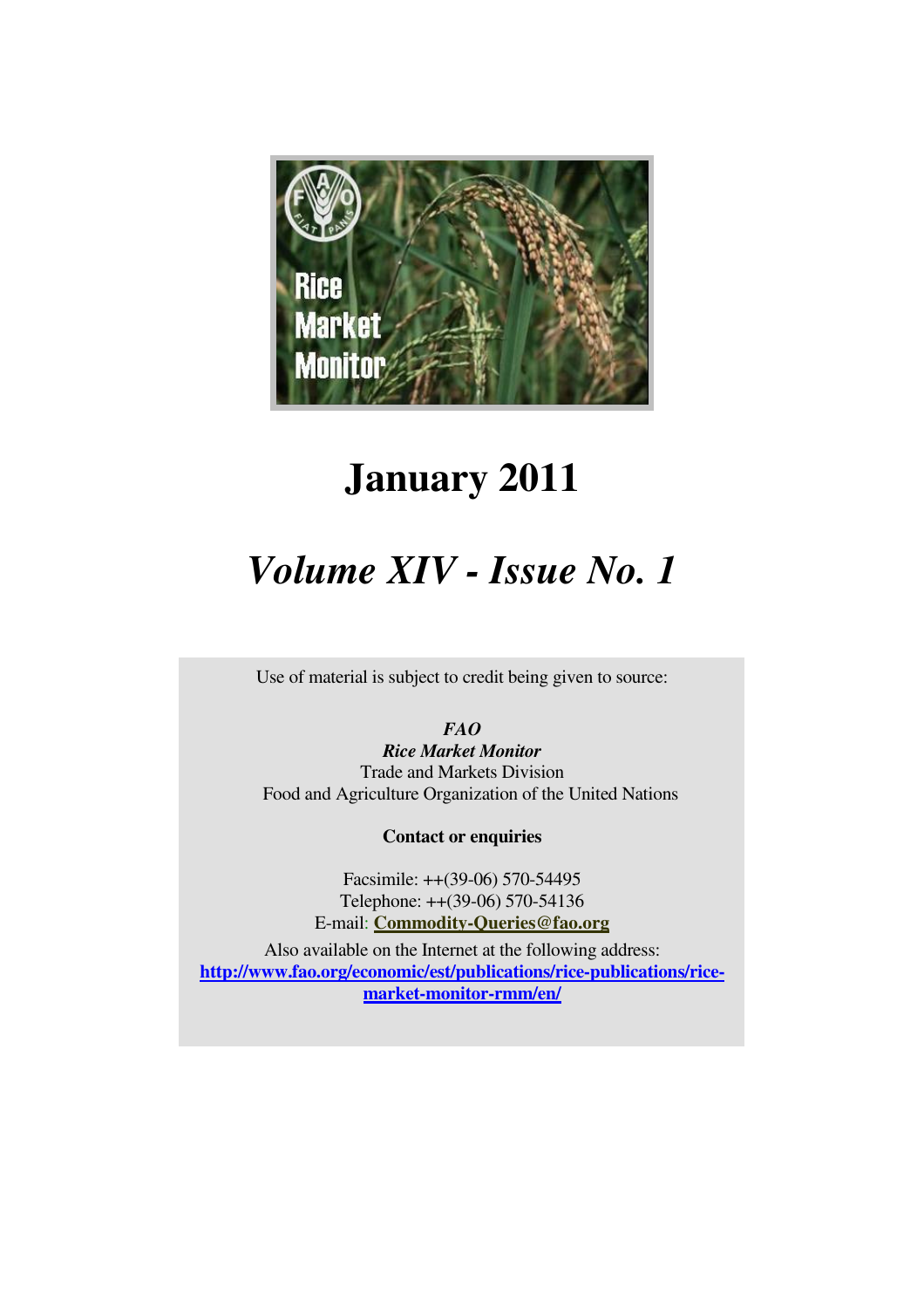Rice Market Monitor

# January 2011

## *Volume XIV - Issue No. 1*

Use of material is subject to credit being given to source:

***FAO***
***Rice Market Monitor***
Trade and Markets Division
Food and Agriculture Organization of the United Nations

**Contact or enquiries**

Facsimile: ++(39-06) 570-54495
Telephone: ++(39-06) 570-54136
E-mail: **Commodity-Queries@fao.org**

Also available on the Internet at the following address:
**http://www.fao.org/economic/est/publications/rice-publications/rice-market-monitor-rmm/en/**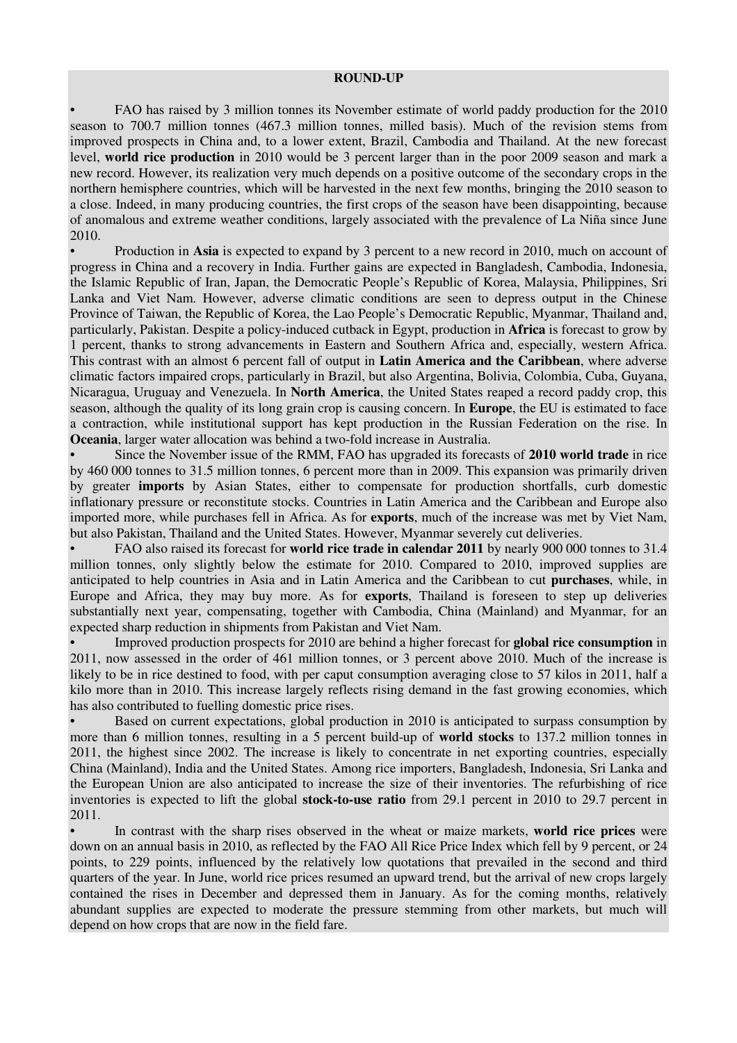**ROUND-UP**

- FAO has raised by 3 million tonnes its November estimate of world paddy production for the 2010 season to 700.7 million tonnes (467.3 million tonnes, milled basis). Much of the revision stems from improved prospects in China and, to a lower extent, Brazil, Cambodia and Thailand. At the new forecast level, **world rice production** in 2010 would be 3 percent larger than in the poor 2009 season and mark a new record. However, its realization very much depends on a positive outcome of the secondary crops in the northern hemisphere countries, which will be harvested in the next few months, bringing the 2010 season to a close. Indeed, in many producing countries, the first crops of the season have been disappointing, because of anomalous and extreme weather conditions, largely associated with the prevalence of La Niña since June 2010.
- Production in **Asia** is expected to expand by 3 percent to a new record in 2010, much on account of progress in China and a recovery in India. Further gains are expected in Bangladesh, Cambodia, Indonesia, the Islamic Republic of Iran, Japan, the Democratic People's Republic of Korea, Malaysia, Philippines, Sri Lanka and Viet Nam. However, adverse climatic conditions are seen to depress output in the Chinese Province of Taiwan, the Republic of Korea, the Lao People's Democratic Republic, Myanmar, Thailand and, particularly, Pakistan. Despite a policy-induced cutback in Egypt, production in **Africa** is forecast to grow by 1 percent, thanks to strong advancements in Eastern and Southern Africa and, especially, western Africa. This contrast with an almost 6 percent fall of output in **Latin America and the Caribbean**, where adverse climatic factors impaired crops, particularly in Brazil, but also Argentina, Bolivia, Colombia, Cuba, Guyana, Nicaragua, Uruguay and Venezuela. In **North America**, the United States reaped a record paddy crop, this season, although the quality of its long grain crop is causing concern. In **Europe**, the EU is estimated to face a contraction, while institutional support has kept production in the Russian Federation on the rise. In **Oceania**, larger water allocation was behind a two-fold increase in Australia.
- Since the November issue of the RMM, FAO has upgraded its forecasts of **2010 world trade** in rice by 460 000 tonnes to 31.5 million tonnes, 6 percent more than in 2009. This expansion was primarily driven by greater **imports** by Asian States, either to compensate for production shortfalls, curb domestic inflationary pressure or reconstitute stocks. Countries in Latin America and the Caribbean and Europe also imported more, while purchases fell in Africa. As for **exports**, much of the increase was met by Viet Nam, but also Pakistan, Thailand and the United States. However, Myanmar severely cut deliveries.
- FAO also raised its forecast for **world rice trade in calendar 2011** by nearly 900 000 tonnes to 31.4 million tonnes, only slightly below the estimate for 2010. Compared to 2010, improved supplies are anticipated to help countries in Asia and in Latin America and the Caribbean to cut **purchases**, while, in Europe and Africa, they may buy more. As for **exports**, Thailand is foreseen to step up deliveries substantially next year, compensating, together with Cambodia, China (Mainland) and Myanmar, for an expected sharp reduction in shipments from Pakistan and Viet Nam.
- Improved production prospects for 2010 are behind a higher forecast for **global rice consumption** in 2011, now assessed in the order of 461 million tonnes, or 3 percent above 2010. Much of the increase is likely to be in rice destined to food, with per caput consumption averaging close to 57 kilos in 2011, half a kilo more than in 2010. This increase largely reflects rising demand in the fast growing economies, which has also contributed to fuelling domestic price rises.
- Based on current expectations, global production in 2010 is anticipated to surpass consumption by more than 6 million tonnes, resulting in a 5 percent build-up of **world stocks** to 137.2 million tonnes in 2011, the highest since 2002. The increase is likely to concentrate in net exporting countries, especially China (Mainland), India and the United States. Among rice importers, Bangladesh, Indonesia, Sri Lanka and the European Union are also anticipated to increase the size of their inventories. The refurbishing of rice inventories is expected to lift the global **stock-to-use ratio** from 29.1 percent in 2010 to 29.7 percent in 2011.
- In contrast with the sharp rises observed in the wheat or maize markets, **world rice prices** were down on an annual basis in 2010, as reflected by the FAO All Rice Price Index which fell by 9 percent, or 24 points, to 229 points, influenced by the relatively low quotations that prevailed in the second and third quarters of the year. In June, world rice prices resumed an upward trend, but the arrival of new crops largely contained the rises in December and depressed them in January. As for the coming months, relatively abundant supplies are expected to moderate the pressure stemming from other markets, but much will depend on how crops that are now in the field fare.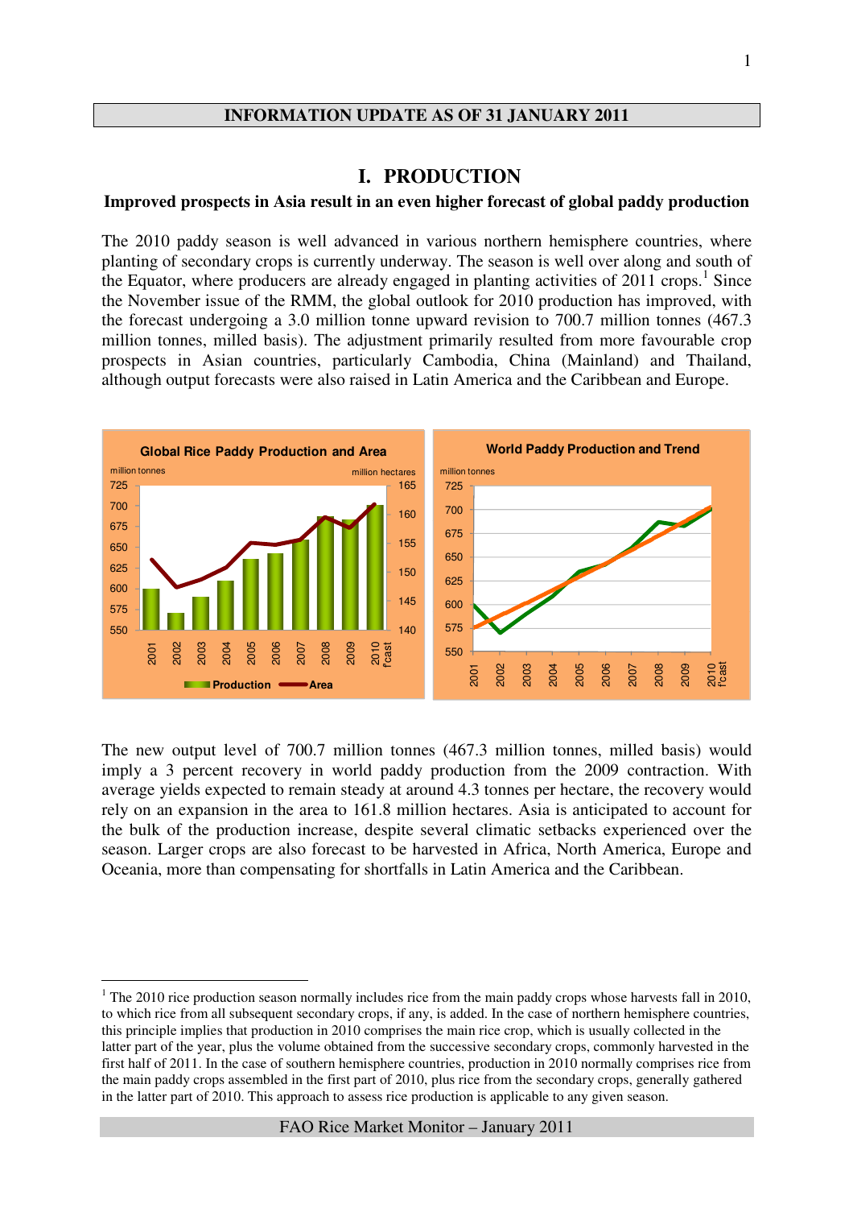**INFORMATION UPDATE AS OF 31 JANUARY 2011**

# I. PRODUCTION

**Improved prospects in Asia result in an even higher forecast of global paddy production**

The 2010 paddy season is well advanced in various northern hemisphere countries, where planting of secondary crops is currently underway. The season is well over along and south of the Equator, where producers are already engaged in planting activities of 2011 crops.[1] Since the November issue of the RMM, the global outlook for 2010 production has improved, with the forecast undergoing a 3.0 million tonne upward revision to 700.7 million tonnes (467.3 million tonnes, milled basis). The adjustment primarily resulted from more favourable crop prospects in Asian countries, particularly Cambodia, China (Mainland) and Thailand, although output forecasts were also raised in Latin America and the Caribbean and Europe.

The new output level of 700.7 million tonnes (467.3 million tonnes, milled basis) would imply a 3 percent recovery in world paddy production from the 2009 contraction. With average yields expected to remain steady at around 4.3 tonnes per hectare, the recovery would rely on an expansion in the area to 161.8 million hectares. Asia is anticipated to account for the bulk of the production increase, despite several climatic setbacks experienced over the season. Larger crops are also forecast to be harvested in Africa, North America, Europe and Oceania, more than compensating for shortfalls in Latin America and the Caribbean.

---

[1] The 2010 rice production season normally includes rice from the main paddy crops whose harvests fall in 2010, to which rice from all subsequent secondary crops, if any, is added. In the case of northern hemisphere countries, this principle implies that production in 2010 comprises the main rice crop, which is usually collected in the latter part of the year, plus the volume obtained from the successive secondary crops, commonly harvested in the first half of 2011. In the case of southern hemisphere countries, production in 2010 normally comprises rice from the main paddy crops assembled in the first part of 2010, plus rice from the secondary crops, generally gathered in the latter part of 2010. This approach to assess rice production is applicable to any given season.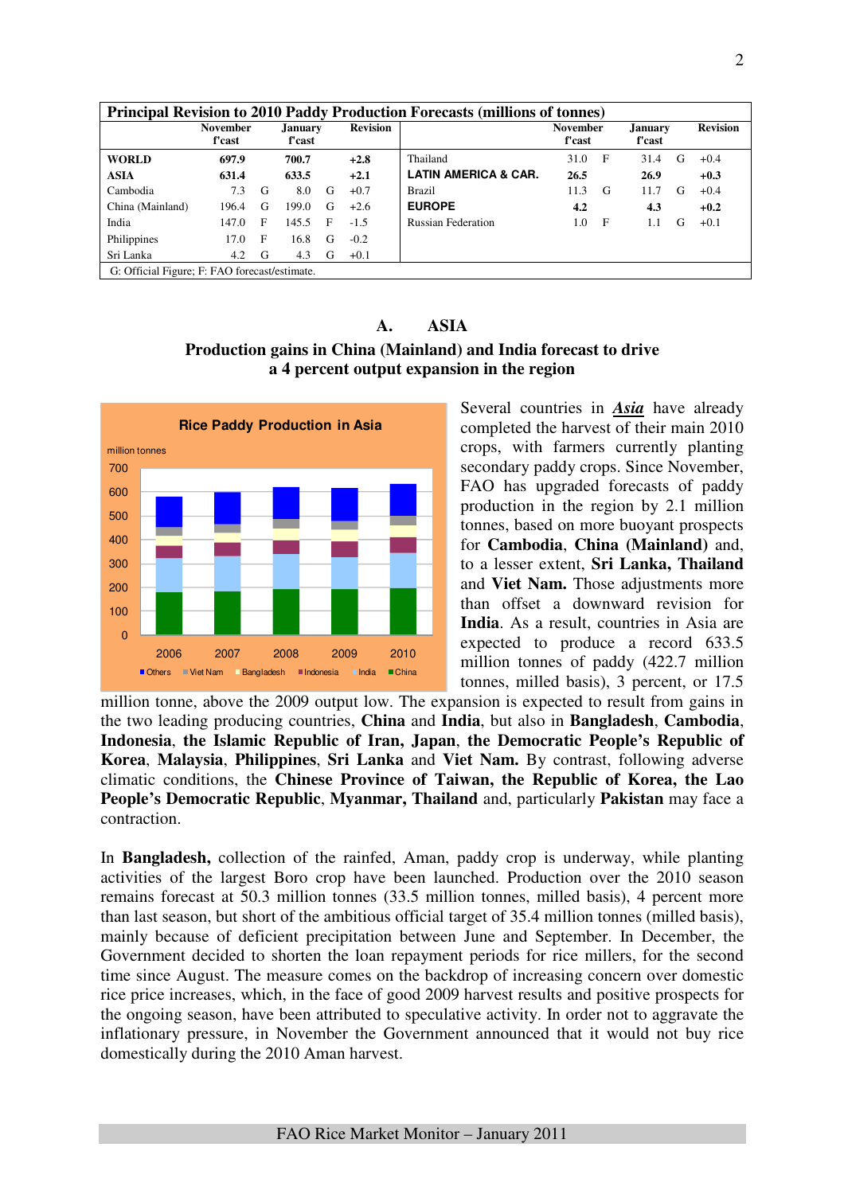| Principal Revision to 2010 Paddy Production Forecasts (millions of tonnes) | | | | | | | | | | | | |
|---|---|---|---|---|---|---|---|---|---|---|---|---|
| | November f'cast | | January f'cast | | Revision | | November f'cast | | January f'cast | | Revision |
| **WORLD** | **697.9** | | **700.7** | | **+2.8** | Thailand | 31.0 | F | 31.4 | G | +0.4 |
| **ASIA** | **631.4** | | **633.5** | | **+2.1** | **LATIN AMERICA & CAR.** | **26.5** | | **26.9** | | **+0.3** |
| Cambodia | 7.3 | G | 8.0 | G | +0.7 | Brazil | 11.3 | G | 11.7 | G | +0.4 |
| China (Mainland) | 196.4 | G | 199.0 | G | +2.6 | **EUROPE** | **4.2** | | **4.3** | | **+0.2** |
| India | 147.0 | F | 145.5 | F | -1.5 | Russian Federation | 1.0 | F | 1.1 | G | +0.1 |
| Philippines | 17.0 | F | 16.8 | G | -0.2 | | | | | | |
| Sri Lanka | 4.2 | G | 4.3 | G | +0.1 | | | | | | |

G: Official Figure; F: FAO forecast/estimate.

## A. ASIA

### Production gains in China (Mainland) and India forecast to drive a 4 percent output expansion in the region

Several countries in ***Asia*** have already completed the harvest of their main 2010 crops, with farmers currently planting secondary paddy crops. Since November, FAO has upgraded forecasts of paddy production in the region by 2.1 million tonnes, based on more buoyant prospects for **Cambodia**, **China (Mainland)** and, to a lesser extent, **Sri Lanka, Thailand** and **Viet Nam.** Those adjustments more than offset a downward revision for **India**. As a result, countries in Asia are expected to produce a record 633.5 million tonnes of paddy (422.7 million tonnes, milled basis), 3 percent, or 17.5 million tonne, above the 2009 output low. The expansion is expected to result from gains in the two leading producing countries, **China** and **India**, but also in **Bangladesh**, **Cambodia**, **Indonesia**, **the Islamic Republic of Iran, Japan**, **the Democratic People's Republic of Korea**, **Malaysia**, **Philippines**, **Sri Lanka** and **Viet Nam.** By contrast, following adverse climatic conditions, the **Chinese Province of Taiwan, the Republic of Korea, the Lao People's Democratic Republic**, **Myanmar, Thailand** and, particularly **Pakistan** may face a contraction.

In **Bangladesh,** collection of the rainfed, Aman, paddy crop is underway, while planting activities of the largest Boro crop have been launched. Production over the 2010 season remains forecast at 50.3 million tonnes (33.5 million tonnes, milled basis), 4 percent more than last season, but short of the ambitious official target of 35.4 million tonnes (milled basis), mainly because of deficient precipitation between June and September. In December, the Government decided to shorten the loan repayment periods for rice millers, for the second time since August. The measure comes on the backdrop of increasing concern over domestic rice price increases, which, in the face of good 2009 harvest results and positive prospects for the ongoing season, have been attributed to speculative activity. In order not to aggravate the inflationary pressure, in November the Government announced that it would not buy rice domestically during the 2010 Aman harvest.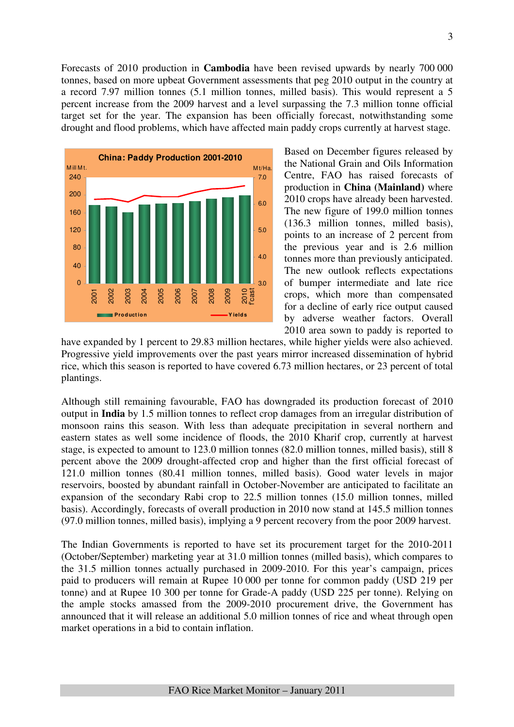Forecasts of 2010 production in **Cambodia** have been revised upwards by nearly 700 000 tonnes, based on more upbeat Government assessments that peg 2010 output in the country at a record 7.97 million tonnes (5.1 million tonnes, milled basis). This would represent a 5 percent increase from the 2009 harvest and a level surpassing the 7.3 million tonne official target set for the year. The expansion has been officially forecast, notwithstanding some drought and flood problems, which have affected main paddy crops currently at harvest stage.

Based on December figures released by the National Grain and Oils Information Centre, FAO has raised forecasts of production in **China (Mainland)** where 2010 crops have already been harvested. The new figure of 199.0 million tonnes (136.3 million tonnes, milled basis), points to an increase of 2 percent from the previous year and is 2.6 million tonnes more than previously anticipated. The new outlook reflects expectations of bumper intermediate and late rice crops, which more than compensated for a decline of early rice output caused by adverse weather factors. Overall 2010 area sown to paddy is reported to have expanded by 1 percent to 29.83 million hectares, while higher yields were also achieved. Progressive yield improvements over the past years mirror increased dissemination of hybrid rice, which this season is reported to have covered 6.73 million hectares, or 23 percent of total plantings.

Although still remaining favourable, FAO has downgraded its production forecast of 2010 output in **India** by 1.5 million tonnes to reflect crop damages from an irregular distribution of monsoon rains this season. With less than adequate precipitation in several northern and eastern states as well some incidence of floods, the 2010 Kharif crop, currently at harvest stage, is expected to amount to 123.0 million tonnes (82.0 million tonnes, milled basis), still 8 percent above the 2009 drought-affected crop and higher than the first official forecast of 121.0 million tonnes (80.41 million tonnes, milled basis). Good water levels in major reservoirs, boosted by abundant rainfall in October-November are anticipated to facilitate an expansion of the secondary Rabi crop to 22.5 million tonnes (15.0 million tonnes, milled basis). Accordingly, forecasts of overall production in 2010 now stand at 145.5 million tonnes (97.0 million tonnes, milled basis), implying a 9 percent recovery from the poor 2009 harvest.

The Indian Governments is reported to have set its procurement target for the 2010-2011 (October/September) marketing year at 31.0 million tonnes (milled basis), which compares to the 31.5 million tonnes actually purchased in 2009-2010. For this year's campaign, prices paid to producers will remain at Rupee 10 000 per tonne for common paddy (USD 219 per tonne) and at Rupee 10 300 per tonne for Grade-A paddy (USD 225 per tonne). Relying on the ample stocks amassed from the 2009-2010 procurement drive, the Government has announced that it will release an additional 5.0 million tonnes of rice and wheat through open market operations in a bid to contain inflation.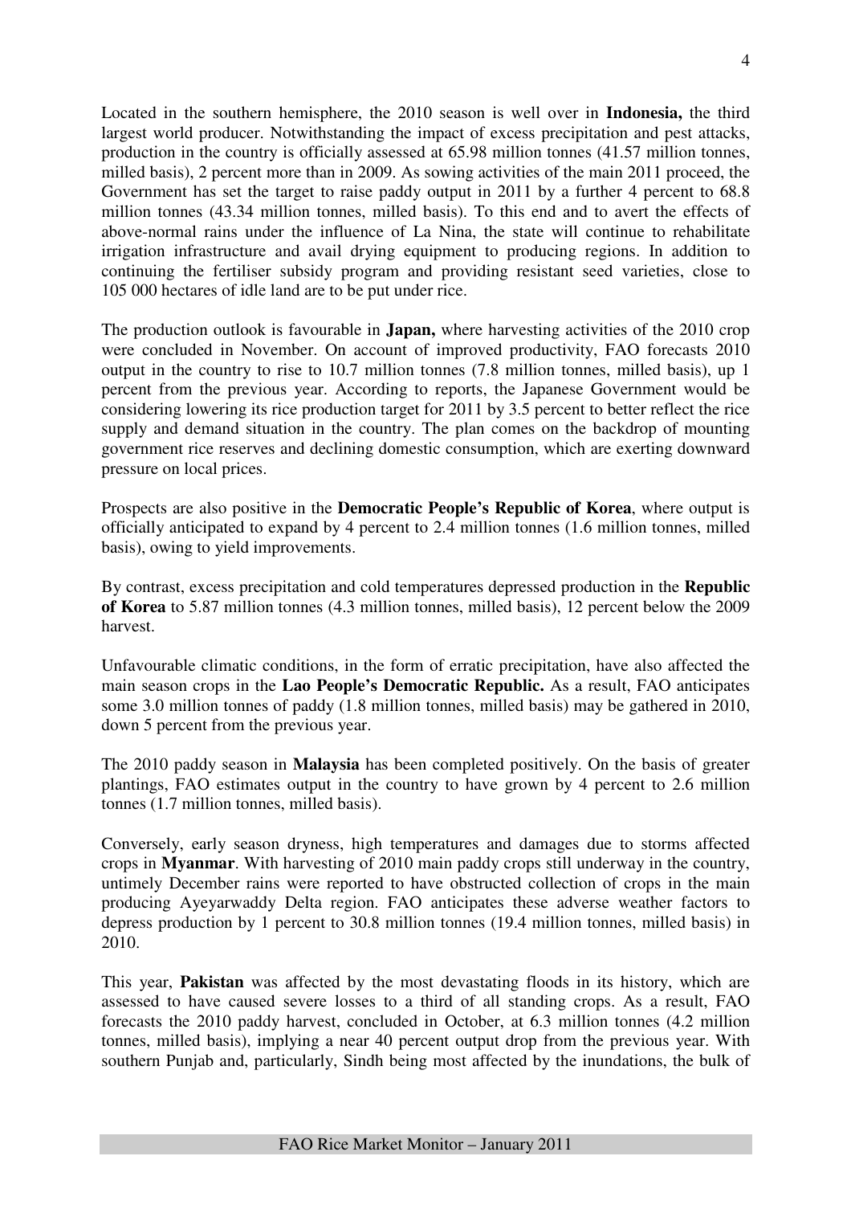Located in the southern hemisphere, the 2010 season is well over in **Indonesia,** the third largest world producer. Notwithstanding the impact of excess precipitation and pest attacks, production in the country is officially assessed at 65.98 million tonnes (41.57 million tonnes, milled basis), 2 percent more than in 2009. As sowing activities of the main 2011 proceed, the Government has set the target to raise paddy output in 2011 by a further 4 percent to 68.8 million tonnes (43.34 million tonnes, milled basis). To this end and to avert the effects of above-normal rains under the influence of La Nina, the state will continue to rehabilitate irrigation infrastructure and avail drying equipment to producing regions. In addition to continuing the fertiliser subsidy program and providing resistant seed varieties, close to 105 000 hectares of idle land are to be put under rice.

The production outlook is favourable in **Japan,** where harvesting activities of the 2010 crop were concluded in November. On account of improved productivity, FAO forecasts 2010 output in the country to rise to 10.7 million tonnes (7.8 million tonnes, milled basis), up 1 percent from the previous year. According to reports, the Japanese Government would be considering lowering its rice production target for 2011 by 3.5 percent to better reflect the rice supply and demand situation in the country. The plan comes on the backdrop of mounting government rice reserves and declining domestic consumption, which are exerting downward pressure on local prices.

Prospects are also positive in the **Democratic People's Republic of Korea**, where output is officially anticipated to expand by 4 percent to 2.4 million tonnes (1.6 million tonnes, milled basis), owing to yield improvements.

By contrast, excess precipitation and cold temperatures depressed production in the **Republic of Korea** to 5.87 million tonnes (4.3 million tonnes, milled basis), 12 percent below the 2009 harvest.

Unfavourable climatic conditions, in the form of erratic precipitation, have also affected the main season crops in the **Lao People's Democratic Republic.** As a result, FAO anticipates some 3.0 million tonnes of paddy (1.8 million tonnes, milled basis) may be gathered in 2010, down 5 percent from the previous year.

The 2010 paddy season in **Malaysia** has been completed positively. On the basis of greater plantings, FAO estimates output in the country to have grown by 4 percent to 2.6 million tonnes (1.7 million tonnes, milled basis).

Conversely, early season dryness, high temperatures and damages due to storms affected crops in **Myanmar**. With harvesting of 2010 main paddy crops still underway in the country, untimely December rains were reported to have obstructed collection of crops in the main producing Ayeyarwaddy Delta region. FAO anticipates these adverse weather factors to depress production by 1 percent to 30.8 million tonnes (19.4 million tonnes, milled basis) in 2010.

This year, **Pakistan** was affected by the most devastating floods in its history, which are assessed to have caused severe losses to a third of all standing crops. As a result, FAO forecasts the 2010 paddy harvest, concluded in October, at 6.3 million tonnes (4.2 million tonnes, milled basis), implying a near 40 percent output drop from the previous year. With southern Punjab and, particularly, Sindh being most affected by the inundations, the bulk of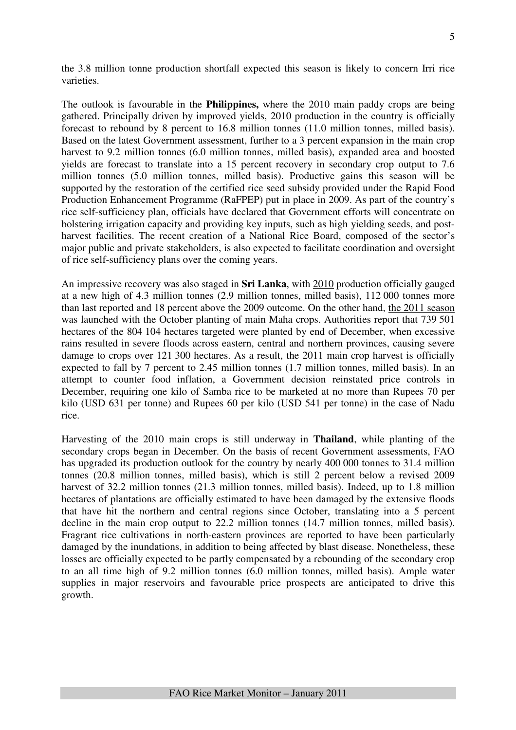the 3.8 million tonne production shortfall expected this season is likely to concern Irri rice varieties.

The outlook is favourable in the **Philippines,** where the 2010 main paddy crops are being gathered. Principally driven by improved yields, 2010 production in the country is officially forecast to rebound by 8 percent to 16.8 million tonnes (11.0 million tonnes, milled basis). Based on the latest Government assessment, further to a 3 percent expansion in the main crop harvest to 9.2 million tonnes (6.0 million tonnes, milled basis), expanded area and boosted yields are forecast to translate into a 15 percent recovery in secondary crop output to 7.6 million tonnes (5.0 million tonnes, milled basis). Productive gains this season will be supported by the restoration of the certified rice seed subsidy provided under the Rapid Food Production Enhancement Programme (RaFPEP) put in place in 2009. As part of the country's rice self-sufficiency plan, officials have declared that Government efforts will concentrate on bolstering irrigation capacity and providing key inputs, such as high yielding seeds, and post-harvest facilities. The recent creation of a National Rice Board, composed of the sector's major public and private stakeholders, is also expected to facilitate coordination and oversight of rice self-sufficiency plans over the coming years.

An impressive recovery was also staged in **Sri Lanka**, with 2010 production officially gauged at a new high of 4.3 million tonnes (2.9 million tonnes, milled basis), 112 000 tonnes more than last reported and 18 percent above the 2009 outcome. On the other hand, the 2011 season was launched with the October planting of main Maha crops. Authorities report that 739 501 hectares of the 804 104 hectares targeted were planted by end of December, when excessive rains resulted in severe floods across eastern, central and northern provinces, causing severe damage to crops over 121 300 hectares. As a result, the 2011 main crop harvest is officially expected to fall by 7 percent to 2.45 million tonnes (1.7 million tonnes, milled basis). In an attempt to counter food inflation, a Government decision reinstated price controls in December, requiring one kilo of Samba rice to be marketed at no more than Rupees 70 per kilo (USD 631 per tonne) and Rupees 60 per kilo (USD 541 per tonne) in the case of Nadu rice.

Harvesting of the 2010 main crops is still underway in **Thailand**, while planting of the secondary crops began in December. On the basis of recent Government assessments, FAO has upgraded its production outlook for the country by nearly 400 000 tonnes to 31.4 million tonnes (20.8 million tonnes, milled basis), which is still 2 percent below a revised 2009 harvest of 32.2 million tonnes (21.3 million tonnes, milled basis). Indeed, up to 1.8 million hectares of plantations are officially estimated to have been damaged by the extensive floods that have hit the northern and central regions since October, translating into a 5 percent decline in the main crop output to 22.2 million tonnes (14.7 million tonnes, milled basis). Fragrant rice cultivations in north-eastern provinces are reported to have been particularly damaged by the inundations, in addition to being affected by blast disease. Nonetheless, these losses are officially expected to be partly compensated by a rebounding of the secondary crop to an all time high of 9.2 million tonnes (6.0 million tonnes, milled basis). Ample water supplies in major reservoirs and favourable price prospects are anticipated to drive this growth.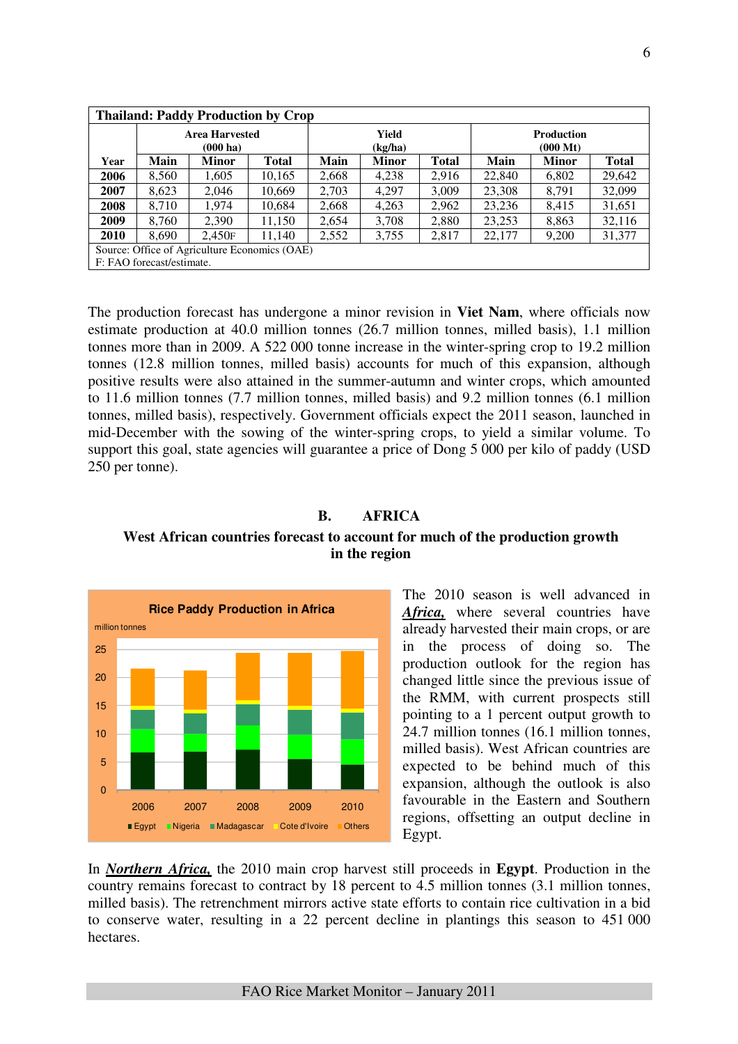| **Thailand: Paddy Production by Crop** | | | | | | | | | |
|---|---|---|---|---|---|---|---|---|---|
| | **Area Harvested (000 ha)** | | | **Yield (kg/ha)** | | | **Production (000 Mt)** | | |
| **Year** | **Main** | **Minor** | **Total** | **Main** | **Minor** | **Total** | **Main** | **Minor** | **Total** |
| **2006** | 8,560 | 1,605 | 10,165 | 2,668 | 4,238 | 2,916 | 22,840 | 6,802 | 29,642 |
| **2007** | 8,623 | 2,046 | 10,669 | 2,703 | 4,297 | 3,009 | 23,308 | 8,791 | 32,099 |
| **2008** | 8,710 | 1,974 | 10,684 | 2,668 | 4,263 | 2,962 | 23,236 | 8,415 | 31,651 |
| **2009** | 8,760 | 2,390 | 11,150 | 2,654 | 3,708 | 2,880 | 23,253 | 8,863 | 32,116 |
| **2010** | 8,690 | 2,450F | 11,140 | 2,552 | 3,755 | 2,817 | 22,177 | 9,200 | 31,377 |

Source: Office of Agriculture Economics (OAE)
F: FAO forecast/estimate.

The production forecast has undergone a minor revision in **Viet Nam**, where officials now estimate production at 40.0 million tonnes (26.7 million tonnes, milled basis), 1.1 million tonnes more than in 2009. A 522 000 tonne increase in the winter-spring crop to 19.2 million tonnes (12.8 million tonnes, milled basis) accounts for much of this expansion, although positive results were also attained in the summer-autumn and winter crops, which amounted to 11.6 million tonnes (7.7 million tonnes, milled basis) and 9.2 million tonnes (6.1 million tonnes, milled basis), respectively. Government officials expect the 2011 season, launched in mid-December with the sowing of the winter-spring crops, to yield a similar volume. To support this goal, state agencies will guarantee a price of Dong 5 000 per kilo of paddy (USD 250 per tonne).

## B. AFRICA

### West African countries forecast to account for much of the production growth in the region

**Rice Paddy Production in Africa**

million tonnes

Egypt, Nigeria, Madagascar, Cote d'Ivoire, Others — 2006, 2007, 2008, 2009, 2010

The 2010 season is well advanced in ***Africa,*** where several countries have already harvested their main crops, or are in the process of doing so. The production outlook for the region has changed little since the previous issue of the RMM, with current prospects still pointing to a 1 percent output growth to 24.7 million tonnes (16.1 million tonnes, milled basis). West African countries are expected to be behind much of this expansion, although the outlook is also favourable in the Eastern and Southern regions, offsetting an output decline in Egypt.

In ***Northern Africa,*** the 2010 main crop harvest still proceeds in **Egypt**. Production in the country remains forecast to contract by 18 percent to 4.5 million tonnes (3.1 million tonnes, milled basis). The retrenchment mirrors active state efforts to contain rice cultivation in a bid to conserve water, resulting in a 22 percent decline in plantings this season to 451 000 hectares.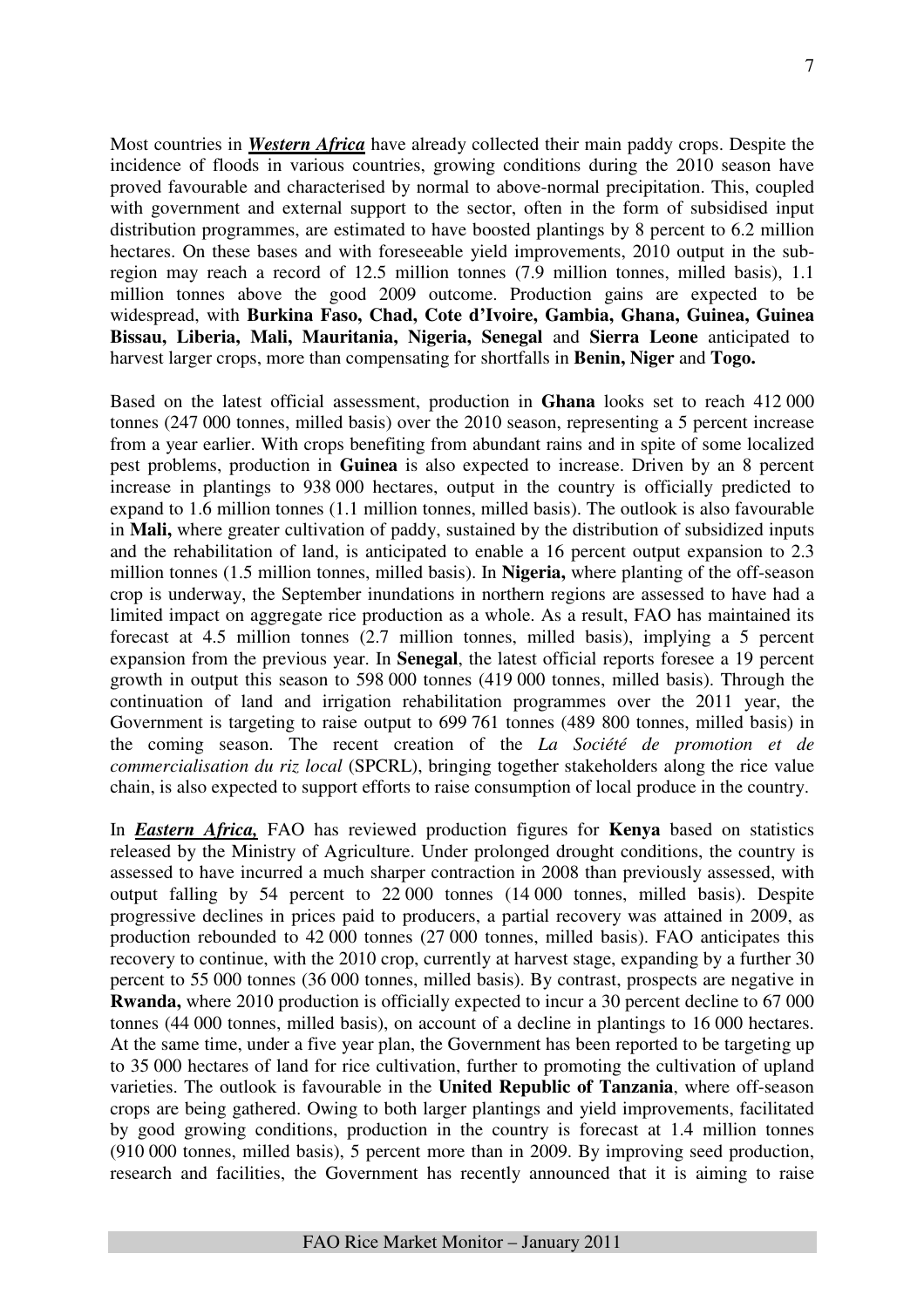Most countries in ***Western Africa*** have already collected their main paddy crops. Despite the incidence of floods in various countries, growing conditions during the 2010 season have proved favourable and characterised by normal to above-normal precipitation. This, coupled with government and external support to the sector, often in the form of subsidised input distribution programmes, are estimated to have boosted plantings by 8 percent to 6.2 million hectares. On these bases and with foreseeable yield improvements, 2010 output in the sub-region may reach a record of 12.5 million tonnes (7.9 million tonnes, milled basis), 1.1 million tonnes above the good 2009 outcome. Production gains are expected to be widespread, with **Burkina Faso, Chad, Cote d'Ivoire, Gambia, Ghana, Guinea, Guinea Bissau, Liberia, Mali, Mauritania, Nigeria, Senegal** and **Sierra Leone** anticipated to harvest larger crops, more than compensating for shortfalls in **Benin, Niger** and **Togo.**

Based on the latest official assessment, production in **Ghana** looks set to reach 412 000 tonnes (247 000 tonnes, milled basis) over the 2010 season, representing a 5 percent increase from a year earlier. With crops benefiting from abundant rains and in spite of some localized pest problems, production in **Guinea** is also expected to increase. Driven by an 8 percent increase in plantings to 938 000 hectares, output in the country is officially predicted to expand to 1.6 million tonnes (1.1 million tonnes, milled basis). The outlook is also favourable in **Mali,** where greater cultivation of paddy, sustained by the distribution of subsidized inputs and the rehabilitation of land, is anticipated to enable a 16 percent output expansion to 2.3 million tonnes (1.5 million tonnes, milled basis). In **Nigeria,** where planting of the off-season crop is underway, the September inundations in northern regions are assessed to have had a limited impact on aggregate rice production as a whole. As a result, FAO has maintained its forecast at 4.5 million tonnes (2.7 million tonnes, milled basis), implying a 5 percent expansion from the previous year. In **Senegal**, the latest official reports foresee a 19 percent growth in output this season to 598 000 tonnes (419 000 tonnes, milled basis). Through the continuation of land and irrigation rehabilitation programmes over the 2011 year, the Government is targeting to raise output to 699 761 tonnes (489 800 tonnes, milled basis) in the coming season. The recent creation of the *La Société de promotion et de commercialisation du riz local* (SPCRL), bringing together stakeholders along the rice value chain, is also expected to support efforts to raise consumption of local produce in the country.

In ***Eastern Africa,*** FAO has reviewed production figures for **Kenya** based on statistics released by the Ministry of Agriculture. Under prolonged drought conditions, the country is assessed to have incurred a much sharper contraction in 2008 than previously assessed, with output falling by 54 percent to 22 000 tonnes (14 000 tonnes, milled basis). Despite progressive declines in prices paid to producers, a partial recovery was attained in 2009, as production rebounded to 42 000 tonnes (27 000 tonnes, milled basis). FAO anticipates this recovery to continue, with the 2010 crop, currently at harvest stage, expanding by a further 30 percent to 55 000 tonnes (36 000 tonnes, milled basis). By contrast, prospects are negative in **Rwanda,** where 2010 production is officially expected to incur a 30 percent decline to 67 000 tonnes (44 000 tonnes, milled basis), on account of a decline in plantings to 16 000 hectares. At the same time, under a five year plan, the Government has been reported to be targeting up to 35 000 hectares of land for rice cultivation, further to promoting the cultivation of upland varieties. The outlook is favourable in the **United Republic of Tanzania**, where off-season crops are being gathered. Owing to both larger plantings and yield improvements, facilitated by good growing conditions, production in the country is forecast at 1.4 million tonnes (910 000 tonnes, milled basis), 5 percent more than in 2009. By improving seed production, research and facilities, the Government has recently announced that it is aiming to raise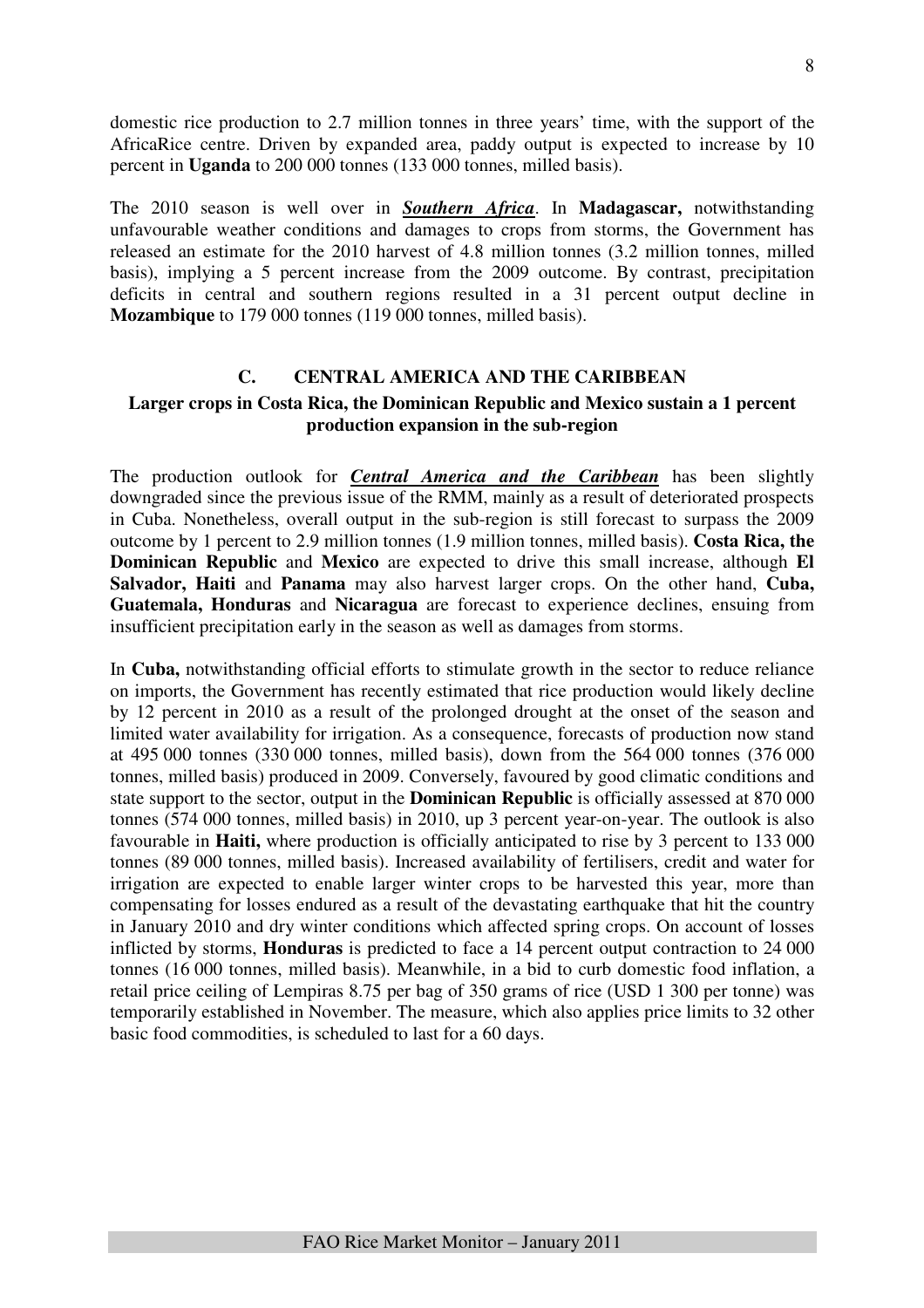domestic rice production to 2.7 million tonnes in three years' time, with the support of the AfricaRice centre. Driven by expanded area, paddy output is expected to increase by 10 percent in **Uganda** to 200 000 tonnes (133 000 tonnes, milled basis).

The 2010 season is well over in ***Southern Africa***. In **Madagascar,** notwithstanding unfavourable weather conditions and damages to crops from storms, the Government has released an estimate for the 2010 harvest of 4.8 million tonnes (3.2 million tonnes, milled basis), implying a 5 percent increase from the 2009 outcome. By contrast, precipitation deficits in central and southern regions resulted in a 31 percent output decline in **Mozambique** to 179 000 tonnes (119 000 tonnes, milled basis).

## C. CENTRAL AMERICA AND THE CARIBBEAN

### Larger crops in Costa Rica, the Dominican Republic and Mexico sustain a 1 percent production expansion in the sub-region

The production outlook for ***Central America and the Caribbean*** has been slightly downgraded since the previous issue of the RMM, mainly as a result of deteriorated prospects in Cuba. Nonetheless, overall output in the sub-region is still forecast to surpass the 2009 outcome by 1 percent to 2.9 million tonnes (1.9 million tonnes, milled basis). **Costa Rica, the Dominican Republic** and **Mexico** are expected to drive this small increase, although **El Salvador, Haiti** and **Panama** may also harvest larger crops. On the other hand, **Cuba, Guatemala, Honduras** and **Nicaragua** are forecast to experience declines, ensuing from insufficient precipitation early in the season as well as damages from storms.

In **Cuba,** notwithstanding official efforts to stimulate growth in the sector to reduce reliance on imports, the Government has recently estimated that rice production would likely decline by 12 percent in 2010 as a result of the prolonged drought at the onset of the season and limited water availability for irrigation. As a consequence, forecasts of production now stand at 495 000 tonnes (330 000 tonnes, milled basis), down from the 564 000 tonnes (376 000 tonnes, milled basis) produced in 2009. Conversely, favoured by good climatic conditions and state support to the sector, output in the **Dominican Republic** is officially assessed at 870 000 tonnes (574 000 tonnes, milled basis) in 2010, up 3 percent year-on-year. The outlook is also favourable in **Haiti,** where production is officially anticipated to rise by 3 percent to 133 000 tonnes (89 000 tonnes, milled basis). Increased availability of fertilisers, credit and water for irrigation are expected to enable larger winter crops to be harvested this year, more than compensating for losses endured as a result of the devastating earthquake that hit the country in January 2010 and dry winter conditions which affected spring crops. On account of losses inflicted by storms, **Honduras** is predicted to face a 14 percent output contraction to 24 000 tonnes (16 000 tonnes, milled basis). Meanwhile, in a bid to curb domestic food inflation, a retail price ceiling of Lempiras 8.75 per bag of 350 grams of rice (USD 1 300 per tonne) was temporarily established in November. The measure, which also applies price limits to 32 other basic food commodities, is scheduled to last for a 60 days.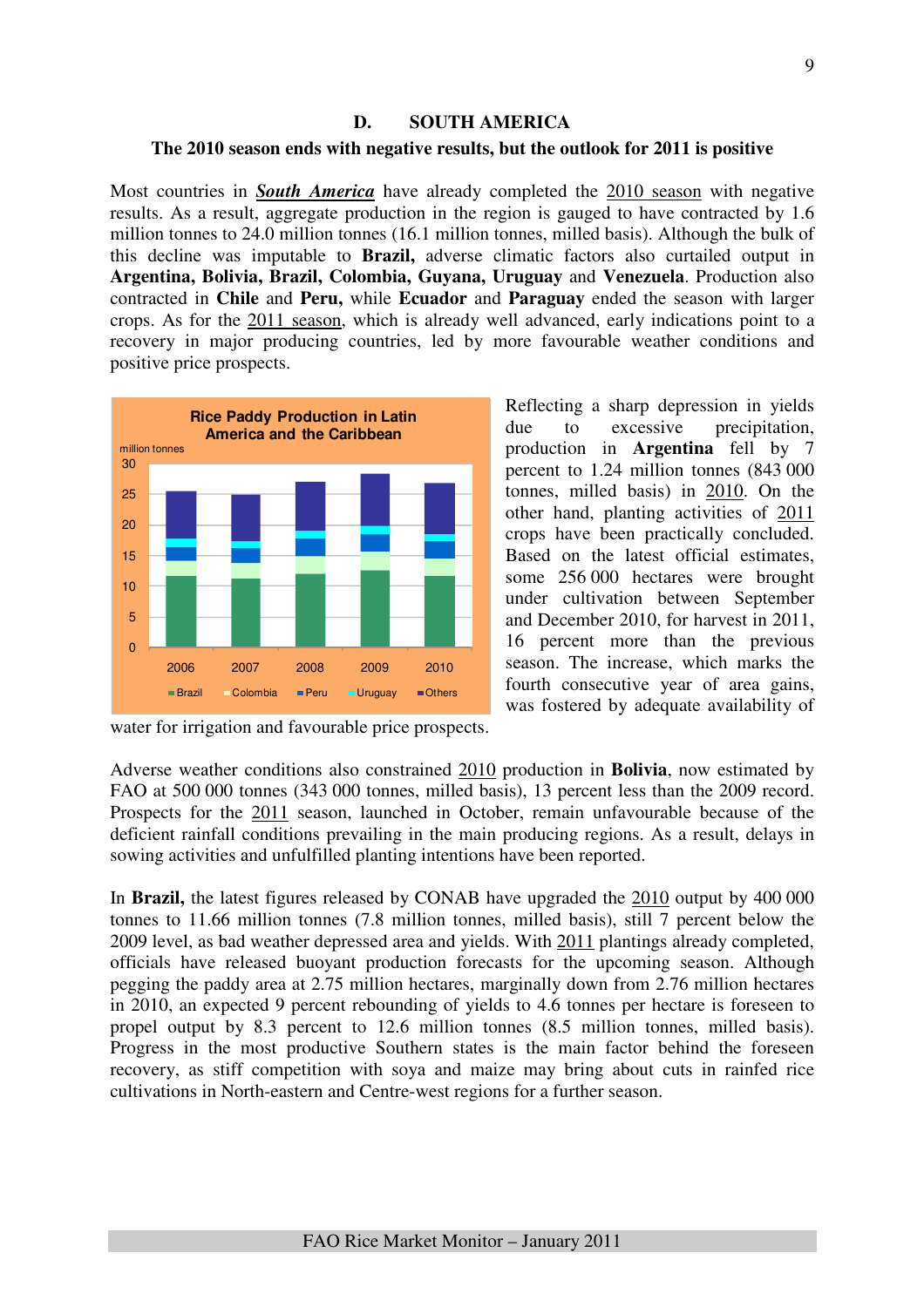## D. SOUTH AMERICA

**The 2010 season ends with negative results, but the outlook for 2011 is positive**

Most countries in ***South America*** have already completed the 2010 season with negative results. As a result, aggregate production in the region is gauged to have contracted by 1.6 million tonnes to 24.0 million tonnes (16.1 million tonnes, milled basis). Although the bulk of this decline was imputable to **Brazil,** adverse climatic factors also curtailed output in **Argentina, Bolivia, Brazil, Colombia, Guyana, Uruguay** and **Venezuela**. Production also contracted in **Chile** and **Peru,** while **Ecuador** and **Paraguay** ended the season with larger crops. As for the 2011 season, which is already well advanced, early indications point to a recovery in major producing countries, led by more favourable weather conditions and positive price prospects.

Reflecting a sharp depression in yields due to excessive precipitation, production in **Argentina** fell by 7 percent to 1.24 million tonnes (843 000 tonnes, milled basis) in 2010. On the other hand, planting activities of 2011 crops have been practically concluded. Based on the latest official estimates, some 256 000 hectares were brought under cultivation between September and December 2010, for harvest in 2011, 16 percent more than the previous season. The increase, which marks the fourth consecutive year of area gains, was fostered by adequate availability of water for irrigation and favourable price prospects.

Adverse weather conditions also constrained 2010 production in **Bolivia**, now estimated by FAO at 500 000 tonnes (343 000 tonnes, milled basis), 13 percent less than the 2009 record. Prospects for the 2011 season, launched in October, remain unfavourable because of the deficient rainfall conditions prevailing in the main producing regions. As a result, delays in sowing activities and unfulfilled planting intentions have been reported.

In **Brazil,** the latest figures released by CONAB have upgraded the 2010 output by 400 000 tonnes to 11.66 million tonnes (7.8 million tonnes, milled basis), still 7 percent below the 2009 level, as bad weather depressed area and yields. With 2011 plantings already completed, officials have released buoyant production forecasts for the upcoming season. Although pegging the paddy area at 2.75 million hectares, marginally down from 2.76 million hectares in 2010, an expected 9 percent rebounding of yields to 4.6 tonnes per hectare is foreseen to propel output by 8.3 percent to 12.6 million tonnes (8.5 million tonnes, milled basis). Progress in the most productive Southern states is the main factor behind the foreseen recovery, as stiff competition with soya and maize may bring about cuts in rainfed rice cultivations in North-eastern and Centre-west regions for a further season.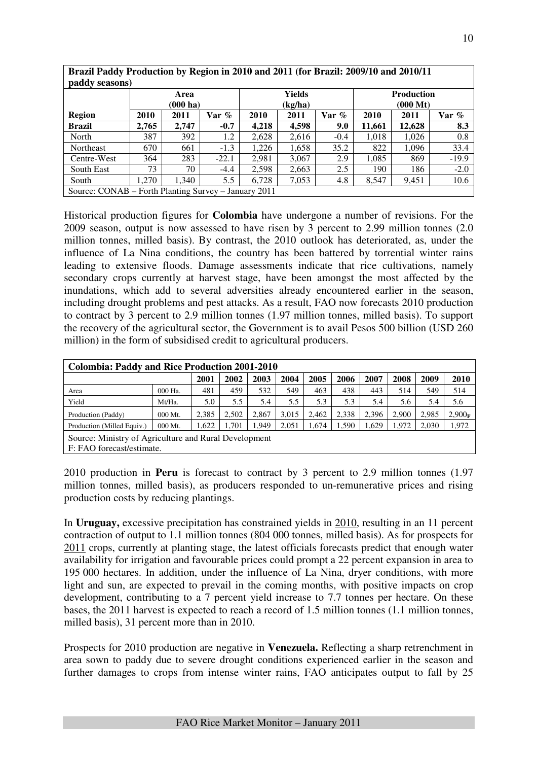| Brazil Paddy Production by Region in 2010 and 2011 (for Brazil: 2009/10 and 2010/11 paddy seasons) | | | | | | | | | |
|---|---|---|---|---|---|---|---|---|---|
| | Area (000 ha) | | | Yields (kg/ha) | | | Production (000 Mt) | | |
| **Region** | **2010** | **2011** | **Var %** | **2010** | **2011** | **Var %** | **2010** | **2011** | **Var %** |
| **Brazil** | **2,765** | **2,747** | **-0.7** | **4,218** | **4,598** | **9.0** | **11,661** | **12,628** | **8.3** |
| North | 387 | 392 | 1.2 | 2,628 | 2,616 | -0.4 | 1,018 | 1,026 | 0.8 |
| Northeast | 670 | 661 | -1.3 | 1,226 | 1,658 | 35.2 | 822 | 1,096 | 33.4 |
| Centre-West | 364 | 283 | -22.1 | 2,981 | 3,067 | 2.9 | 1,085 | 869 | -19.9 |
| South East | 73 | 70 | -4.4 | 2,598 | 2,663 | 2.5 | 190 | 186 | -2.0 |
| South | 1,270 | 1,340 | 5.5 | 6,728 | 7,053 | 4.8 | 8,547 | 9,451 | 10.6 |
| Source: CONAB – Forth Planting Survey – January 2011 | | | | | | | | | |

Historical production figures for **Colombia** have undergone a number of revisions. For the 2009 season, output is now assessed to have risen by 3 percent to 2.99 million tonnes (2.0 million tonnes, milled basis). By contrast, the 2010 outlook has deteriorated, as, under the influence of La Nina conditions, the country has been battered by torrential winter rains leading to extensive floods. Damage assessments indicate that rice cultivations, namely secondary crops currently at harvest stage, have been amongst the most affected by the inundations, which add to several adversities already encountered earlier in the season, including drought problems and pest attacks. As a result, FAO now forecasts 2010 production to contract by 3 percent to 2.9 million tonnes (1.97 million tonnes, milled basis). To support the recovery of the agricultural sector, the Government is to avail Pesos 500 billion (USD 260 million) in the form of subsidised credit to agricultural producers.

| Colombia: Paddy and Rice Production 2001-2010 | | | | | | | | | | | |
|---|---|---|---|---|---|---|---|---|---|---|---|
| | | **2001** | **2002** | **2003** | **2004** | **2005** | **2006** | **2007** | **2008** | **2009** | **2010** |
| Area | 000 Ha. | 481 | 459 | 532 | 549 | 463 | 438 | 443 | 514 | 549 | 514 |
| Yield | Mt/Ha. | 5.0 | 5.5 | 5.4 | 5.5 | 5.3 | 5.3 | 5.4 | 5.6 | 5.4 | 5.6 |
| Production (Paddy) | 000 Mt. | 2,385 | 2,502 | 2,867 | 3,015 | 2,462 | 2,338 | 2,396 | 2,900 | 2,985 | 2,900 F |
| Production (Milled Equiv.) | 000 Mt. | 1,622 | 1,701 | 1,949 | 2,051 | 1,674 | 1,590 | 1,629 | 1,972 | 2,030 | 1,972 |
| Source: Ministry of Agriculture and Rural Development<br>F: FAO forecast/estimate. | | | | | | | | | | | |

2010 production in **Peru** is forecast to contract by 3 percent to 2.9 million tonnes (1.97 million tonnes, milled basis), as producers responded to un-remunerative prices and rising production costs by reducing plantings.

In **Uruguay,** excessive precipitation has constrained yields in 2010, resulting in an 11 percent contraction of output to 1.1 million tonnes (804 000 tonnes, milled basis). As for prospects for 2011 crops, currently at planting stage, the latest officials forecasts predict that enough water availability for irrigation and favourable prices could prompt a 22 percent expansion in area to 195 000 hectares. In addition, under the influence of La Nina, dryer conditions, with more light and sun, are expected to prevail in the coming months, with positive impacts on crop development, contributing to a 7 percent yield increase to 7.7 tonnes per hectare. On these bases, the 2011 harvest is expected to reach a record of 1.5 million tonnes (1.1 million tonnes, milled basis), 31 percent more than in 2010.

Prospects for 2010 production are negative in **Venezuela.** Reflecting a sharp retrenchment in area sown to paddy due to severe drought conditions experienced earlier in the season and further damages to crops from intense winter rains, FAO anticipates output to fall by 25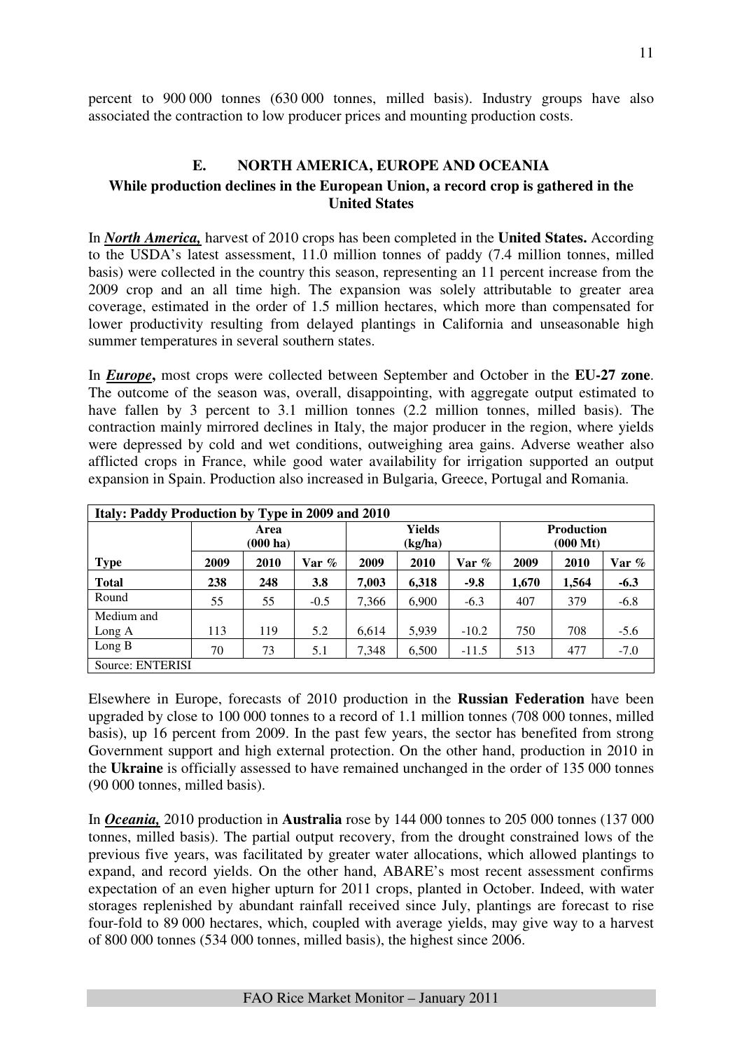percent to 900 000 tonnes (630 000 tonnes, milled basis). Industry groups have also associated the contraction to low producer prices and mounting production costs.

## E. NORTH AMERICA, EUROPE AND OCEANIA

### While production declines in the European Union, a record crop is gathered in the United States

In ***North America,*** harvest of 2010 crops has been completed in the **United States.** According to the USDA's latest assessment, 11.0 million tonnes of paddy (7.4 million tonnes, milled basis) were collected in the country this season, representing an 11 percent increase from the 2009 crop and an all time high. The expansion was solely attributable to greater area coverage, estimated in the order of 1.5 million hectares, which more than compensated for lower productivity resulting from delayed plantings in California and unseasonable high summer temperatures in several southern states.

In ***Europe*****,** most crops were collected between September and October in the **EU-27 zone**. The outcome of the season was, overall, disappointing, with aggregate output estimated to have fallen by 3 percent to 3.1 million tonnes (2.2 million tonnes, milled basis). The contraction mainly mirrored declines in Italy, the major producer in the region, where yields were depressed by cold and wet conditions, outweighing area gains. Adverse weather also afflicted crops in France, while good water availability for irrigation supported an output expansion in Spain. Production also increased in Bulgaria, Greece, Portugal and Romania.

**Italy: Paddy Production by Type in 2009 and 2010**

| | Area (000 ha) | | | Yields (kg/ha) | | | Production (000 Mt) | | |
|---|---|---|---|---|---|---|---|---|---|
| **Type** | **2009** | **2010** | **Var %** | **2009** | **2010** | **Var %** | **2009** | **2010** | **Var %** |
| **Total** | **238** | **248** | **3.8** | **7,003** | **6,318** | **-9.8** | **1,670** | **1,564** | **-6.3** |
| Round | 55 | 55 | -0.5 | 7,366 | 6,900 | -6.3 | 407 | 379 | -6.8 |
| Medium and Long A | 113 | 119 | 5.2 | 6,614 | 5,939 | -10.2 | 750 | 708 | -5.6 |
| Long B | 70 | 73 | 5.1 | 7,348 | 6,500 | -11.5 | 513 | 477 | -7.0 |

Source: ENTERISI

Elsewhere in Europe, forecasts of 2010 production in the **Russian Federation** have been upgraded by close to 100 000 tonnes to a record of 1.1 million tonnes (708 000 tonnes, milled basis), up 16 percent from 2009. In the past few years, the sector has benefited from strong Government support and high external protection. On the other hand, production in 2010 in the **Ukraine** is officially assessed to have remained unchanged in the order of 135 000 tonnes (90 000 tonnes, milled basis).

In ***Oceania,*** 2010 production in **Australia** rose by 144 000 tonnes to 205 000 tonnes (137 000 tonnes, milled basis). The partial output recovery, from the drought constrained lows of the previous five years, was facilitated by greater water allocations, which allowed plantings to expand, and record yields. On the other hand, ABARE's most recent assessment confirms expectation of an even higher upturn for 2011 crops, planted in October. Indeed, with water storages replenished by abundant rainfall received since July, plantings are forecast to rise four-fold to 89 000 hectares, which, coupled with average yields, may give way to a harvest of 800 000 tonnes (534 000 tonnes, milled basis), the highest since 2006.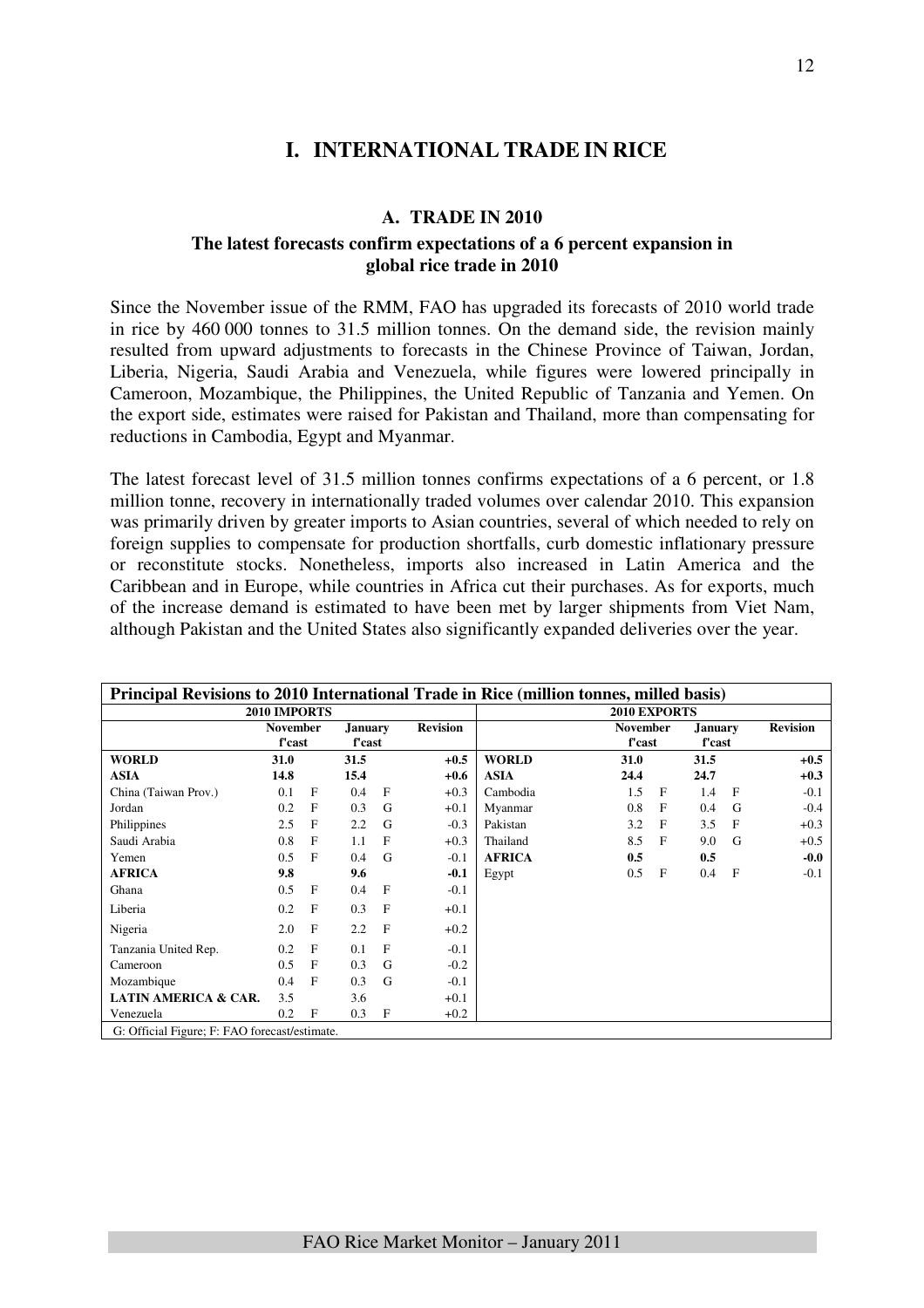# I. INTERNATIONAL TRADE IN RICE

## A. TRADE IN 2010

### The latest forecasts confirm expectations of a 6 percent expansion in global rice trade in 2010

Since the November issue of the RMM, FAO has upgraded its forecasts of 2010 world trade in rice by 460 000 tonnes to 31.5 million tonnes. On the demand side, the revision mainly resulted from upward adjustments to forecasts in the Chinese Province of Taiwan, Jordan, Liberia, Nigeria, Saudi Arabia and Venezuela, while figures were lowered principally in Cameroon, Mozambique, the Philippines, the United Republic of Tanzania and Yemen. On the export side, estimates were raised for Pakistan and Thailand, more than compensating for reductions in Cambodia, Egypt and Myanmar.

The latest forecast level of 31.5 million tonnes confirms expectations of a 6 percent, or 1.8 million tonne, recovery in internationally traded volumes over calendar 2010. This expansion was primarily driven by greater imports to Asian countries, several of which needed to rely on foreign supplies to compensate for production shortfalls, curb domestic inflationary pressure or reconstitute stocks. Nonetheless, imports also increased in Latin America and the Caribbean and in Europe, while countries in Africa cut their purchases. As for exports, much of the increase demand is estimated to have been met by larger shipments from Viet Nam, although Pakistan and the United States also significantly expanded deliveries over the year.

**Principal Revisions to 2010 International Trade in Rice (million tonnes, milled basis)**

| 2010 IMPORTS | | | | | | 2010 EXPORTS | | | | | |
|---|---|---|---|---|---|---|---|---|---|---|---|
| | November f'cast | | January f'cast | | Revision | | November f'cast | | January f'cast | | Revision |
| **WORLD** | **31.0** | | **31.5** | | **+0.5** | **WORLD** | **31.0** | | **31.5** | | **+0.5** |
| **ASIA** | **14.8** | | **15.4** | | **+0.6** | **ASIA** | **24.4** | | **24.7** | | **+0.3** |
| China (Taiwan Prov.) | 0.1 | F | 0.4 | F | +0.3 | Cambodia | 1.5 | F | 1.4 | F | -0.1 |
| Jordan | 0.2 | F | 0.3 | G | +0.1 | Myanmar | 0.8 | F | 0.4 | G | -0.4 |
| Philippines | 2.5 | F | 2.2 | G | -0.3 | Pakistan | 3.2 | F | 3.5 | F | +0.3 |
| Saudi Arabia | 0.8 | F | 1.1 | F | +0.3 | Thailand | 8.5 | F | 9.0 | G | +0.5 |
| Yemen | 0.5 | F | 0.4 | G | -0.1 | **AFRICA** | **0.5** | | **0.5** | | **-0.0** |
| **AFRICA** | **9.8** | | **9.6** | | **-0.1** | Egypt | 0.5 | F | 0.4 | F | -0.1 |
| Ghana | 0.5 | F | 0.4 | F | -0.1 | | | | | | |
| Liberia | 0.2 | F | 0.3 | F | +0.1 | | | | | | |
| Nigeria | 2.0 | F | 2.2 | F | +0.2 | | | | | | |
| Tanzania United Rep. | 0.2 | F | 0.1 | F | -0.1 | | | | | | |
| Cameroon | 0.5 | F | 0.3 | G | -0.2 | | | | | | |
| Mozambique | 0.4 | F | 0.3 | G | -0.1 | | | | | | |
| **LATIN AMERICA & CAR.** | 3.5 | | 3.6 | | +0.1 | | | | | | |
| Venezuela | 0.2 | F | 0.3 | F | +0.2 | | | | | | |

G: Official Figure; F: FAO forecast/estimate.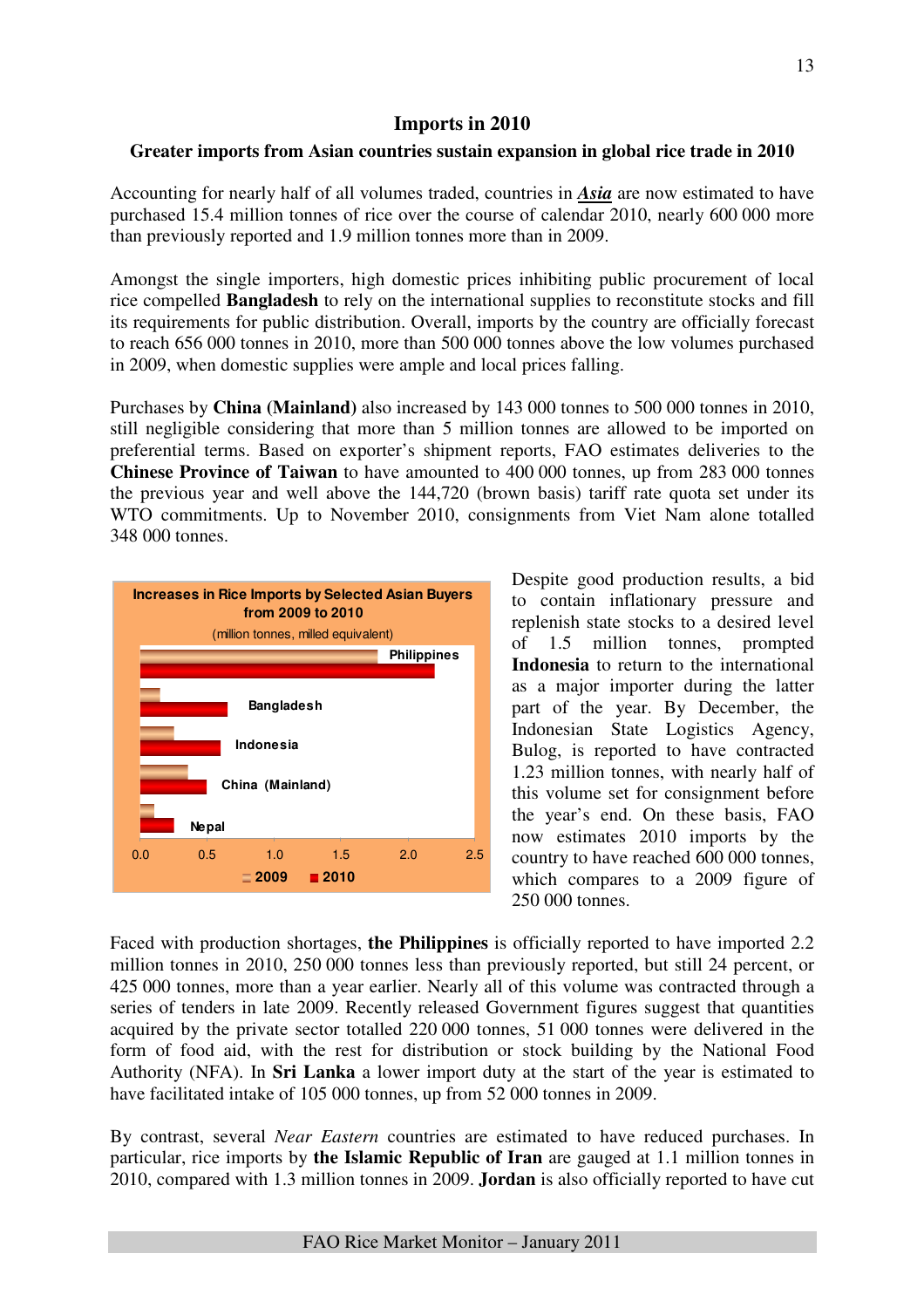## Imports in 2010

### Greater imports from Asian countries sustain expansion in global rice trade in 2010

Accounting for nearly half of all volumes traded, countries in ***Asia*** are now estimated to have purchased 15.4 million tonnes of rice over the course of calendar 2010, nearly 600 000 more than previously reported and 1.9 million tonnes more than in 2009.

Amongst the single importers, high domestic prices inhibiting public procurement of local rice compelled **Bangladesh** to rely on the international supplies to reconstitute stocks and fill its requirements for public distribution. Overall, imports by the country are officially forecast to reach 656 000 tonnes in 2010, more than 500 000 tonnes above the low volumes purchased in 2009, when domestic supplies were ample and local prices falling.

Purchases by **China (Mainland)** also increased by 143 000 tonnes to 500 000 tonnes in 2010, still negligible considering that more than 5 million tonnes are allowed to be imported on preferential terms. Based on exporter's shipment reports, FAO estimates deliveries to the **Chinese Province of Taiwan** to have amounted to 400 000 tonnes, up from 283 000 tonnes the previous year and well above the 144,720 (brown basis) tariff rate quota set under its WTO commitments. Up to November 2010, consignments from Viet Nam alone totalled 348 000 tonnes.

**Increases in Rice Imports by Selected Asian Buyers from 2009 to 2010**
(million tonnes, milled equivalent)

Despite good production results, a bid to contain inflationary pressure and replenish state stocks to a desired level of 1.5 million tonnes, prompted **Indonesia** to return to the international as a major importer during the latter part of the year. By December, the Indonesian State Logistics Agency, Bulog, is reported to have contracted 1.23 million tonnes, with nearly half of this volume set for consignment before the year's end. On these basis, FAO now estimates 2010 imports by the country to have reached 600 000 tonnes, which compares to a 2009 figure of 250 000 tonnes.

Faced with production shortages, **the Philippines** is officially reported to have imported 2.2 million tonnes in 2010, 250 000 tonnes less than previously reported, but still 24 percent, or 425 000 tonnes, more than a year earlier. Nearly all of this volume was contracted through a series of tenders in late 2009. Recently released Government figures suggest that quantities acquired by the private sector totalled 220 000 tonnes, 51 000 tonnes were delivered in the form of food aid, with the rest for distribution or stock building by the National Food Authority (NFA). In **Sri Lanka** a lower import duty at the start of the year is estimated to have facilitated intake of 105 000 tonnes, up from 52 000 tonnes in 2009.

By contrast, several *Near Eastern* countries are estimated to have reduced purchases. In particular, rice imports by **the Islamic Republic of Iran** are gauged at 1.1 million tonnes in 2010, compared with 1.3 million tonnes in 2009. **Jordan** is also officially reported to have cut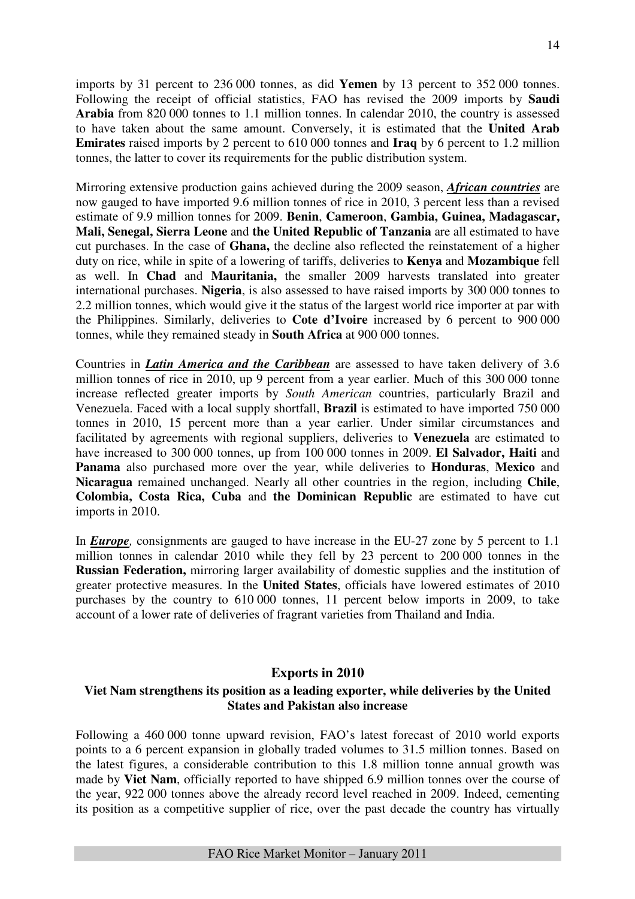imports by 31 percent to 236 000 tonnes, as did **Yemen** by 13 percent to 352 000 tonnes. Following the receipt of official statistics, FAO has revised the 2009 imports by **Saudi Arabia** from 820 000 tonnes to 1.1 million tonnes. In calendar 2010, the country is assessed to have taken about the same amount. Conversely, it is estimated that the **United Arab Emirates** raised imports by 2 percent to 610 000 tonnes and **Iraq** by 6 percent to 1.2 million tonnes, the latter to cover its requirements for the public distribution system.

Mirroring extensive production gains achieved during the 2009 season, ***African countries*** are now gauged to have imported 9.6 million tonnes of rice in 2010, 3 percent less than a revised estimate of 9.9 million tonnes for 2009. **Benin**, **Cameroon**, **Gambia, Guinea, Madagascar, Mali, Senegal, Sierra Leone** and **the United Republic of Tanzania** are all estimated to have cut purchases. In the case of **Ghana,** the decline also reflected the reinstatement of a higher duty on rice, while in spite of a lowering of tariffs, deliveries to **Kenya** and **Mozambique** fell as well. In **Chad** and **Mauritania,** the smaller 2009 harvests translated into greater international purchases. **Nigeria**, is also assessed to have raised imports by 300 000 tonnes to 2.2 million tonnes, which would give it the status of the largest world rice importer at par with the Philippines. Similarly, deliveries to **Cote d'Ivoire** increased by 6 percent to 900 000 tonnes, while they remained steady in **South Africa** at 900 000 tonnes.

Countries in ***Latin America and the Caribbean*** are assessed to have taken delivery of 3.6 million tonnes of rice in 2010, up 9 percent from a year earlier. Much of this 300 000 tonne increase reflected greater imports by *South American* countries, particularly Brazil and Venezuela. Faced with a local supply shortfall, **Brazil** is estimated to have imported 750 000 tonnes in 2010, 15 percent more than a year earlier. Under similar circumstances and facilitated by agreements with regional suppliers, deliveries to **Venezuela** are estimated to have increased to 300 000 tonnes, up from 100 000 tonnes in 2009. **El Salvador, Haiti** and **Panama** also purchased more over the year, while deliveries to **Honduras**, **Mexico** and **Nicaragua** remained unchanged. Nearly all other countries in the region, including **Chile**, **Colombia, Costa Rica, Cuba** and **the Dominican Republic** are estimated to have cut imports in 2010.

In ***Europe****,* consignments are gauged to have increase in the EU-27 zone by 5 percent to 1.1 million tonnes in calendar 2010 while they fell by 23 percent to 200 000 tonnes in the **Russian Federation,** mirroring larger availability of domestic supplies and the institution of greater protective measures. In the **United States**, officials have lowered estimates of 2010 purchases by the country to 610 000 tonnes, 11 percent below imports in 2009, to take account of a lower rate of deliveries of fragrant varieties from Thailand and India.

## Exports in 2010

### Viet Nam strengthens its position as a leading exporter, while deliveries by the United States and Pakistan also increase

Following a 460 000 tonne upward revision, FAO's latest forecast of 2010 world exports points to a 6 percent expansion in globally traded volumes to 31.5 million tonnes. Based on the latest figures, a considerable contribution to this 1.8 million tonne annual growth was made by **Viet Nam**, officially reported to have shipped 6.9 million tonnes over the course of the year, 922 000 tonnes above the already record level reached in 2009. Indeed, cementing its position as a competitive supplier of rice, over the past decade the country has virtually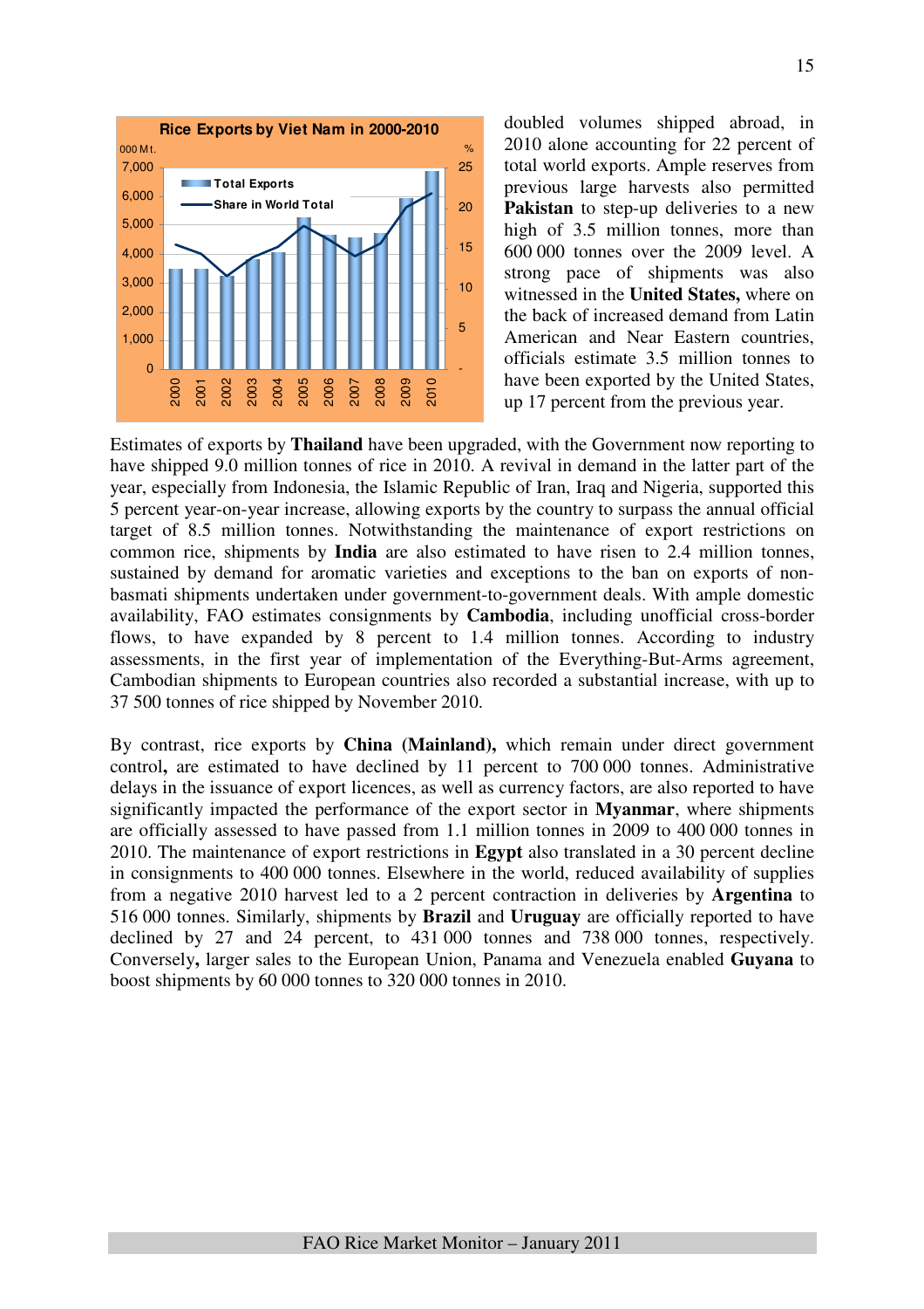doubled volumes shipped abroad, in 2010 alone accounting for 22 percent of total world exports. Ample reserves from previous large harvests also permitted **Pakistan** to step-up deliveries to a new high of 3.5 million tonnes, more than 600 000 tonnes over the 2009 level. A strong pace of shipments was also witnessed in the **United States,** where on the back of increased demand from Latin American and Near Eastern countries, officials estimate 3.5 million tonnes to have been exported by the United States, up 17 percent from the previous year.

Estimates of exports by **Thailand** have been upgraded, with the Government now reporting to have shipped 9.0 million tonnes of rice in 2010. A revival in demand in the latter part of the year, especially from Indonesia, the Islamic Republic of Iran, Iraq and Nigeria, supported this 5 percent year-on-year increase, allowing exports by the country to surpass the annual official target of 8.5 million tonnes. Notwithstanding the maintenance of export restrictions on common rice, shipments by **India** are also estimated to have risen to 2.4 million tonnes, sustained by demand for aromatic varieties and exceptions to the ban on exports of non-basmati shipments undertaken under government-to-government deals. With ample domestic availability, FAO estimates consignments by **Cambodia**, including unofficial cross-border flows, to have expanded by 8 percent to 1.4 million tonnes. According to industry assessments, in the first year of implementation of the Everything-But-Arms agreement, Cambodian shipments to European countries also recorded a substantial increase, with up to 37 500 tonnes of rice shipped by November 2010.

By contrast, rice exports by **China (Mainland),** which remain under direct government control**,** are estimated to have declined by 11 percent to 700 000 tonnes. Administrative delays in the issuance of export licences, as well as currency factors, are also reported to have significantly impacted the performance of the export sector in **Myanmar**, where shipments are officially assessed to have passed from 1.1 million tonnes in 2009 to 400 000 tonnes in 2010. The maintenance of export restrictions in **Egypt** also translated in a 30 percent decline in consignments to 400 000 tonnes. Elsewhere in the world, reduced availability of supplies from a negative 2010 harvest led to a 2 percent contraction in deliveries by **Argentina** to 516 000 tonnes. Similarly, shipments by **Brazil** and **Uruguay** are officially reported to have declined by 27 and 24 percent, to 431 000 tonnes and 738 000 tonnes, respectively. Conversely**,** larger sales to the European Union, Panama and Venezuela enabled **Guyana** to boost shipments by 60 000 tonnes to 320 000 tonnes in 2010.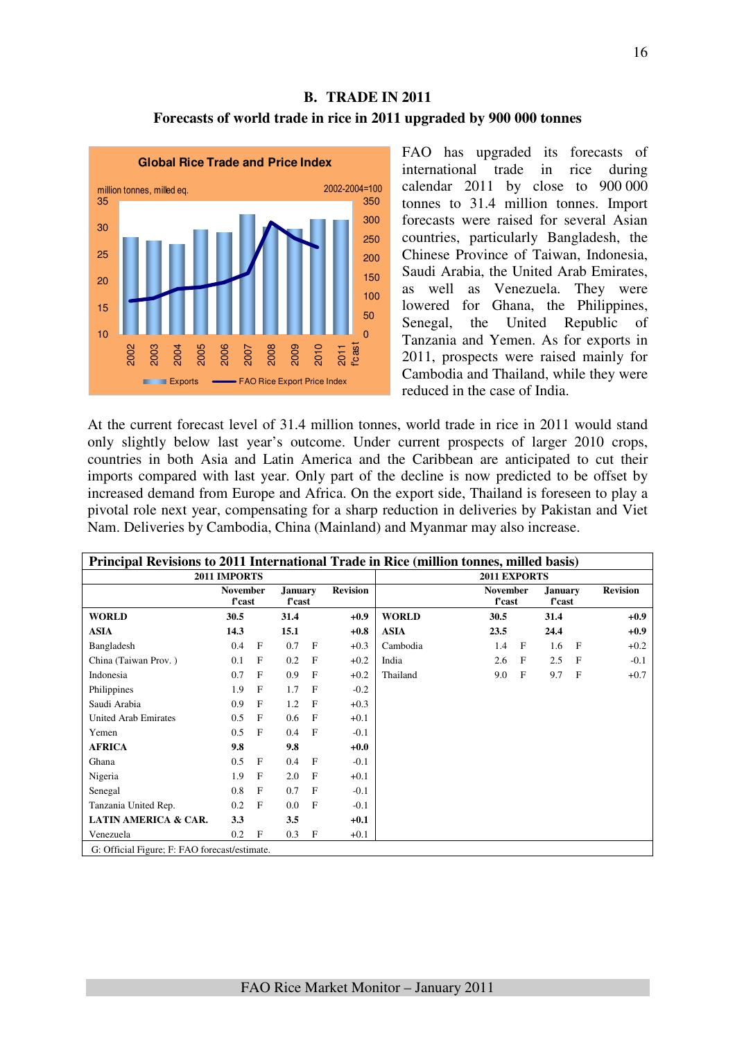## B. TRADE IN 2011

### Forecasts of world trade in rice in 2011 upgraded by 900 000 tonnes

FAO has upgraded its forecasts of international trade in rice during calendar 2011 by close to 900 000 tonnes to 31.4 million tonnes. Import forecasts were raised for several Asian countries, particularly Bangladesh, the Chinese Province of Taiwan, Indonesia, Saudi Arabia, the United Arab Emirates, as well as Venezuela. They were lowered for Ghana, the Philippines, Senegal, the United Republic of Tanzania and Yemen. As for exports in 2011, prospects were raised mainly for Cambodia and Thailand, while they were reduced in the case of India.

At the current forecast level of 31.4 million tonnes, world trade in rice in 2011 would stand only slightly below last year's outcome. Under current prospects of larger 2010 crops, countries in both Asia and Latin America and the Caribbean are anticipated to cut their imports compared with last year. Only part of the decline is now predicted to be offset by increased demand from Europe and Africa. On the export side, Thailand is foreseen to play a pivotal role next year, compensating for a sharp reduction in deliveries by Pakistan and Viet Nam. Deliveries by Cambodia, China (Mainland) and Myanmar may also increase.

**Principal Revisions to 2011 International Trade in Rice (million tonnes, milled basis)**

| 2011 IMPORTS | November f'cast | | January f'cast | | Revision | 2011 EXPORTS | November f'cast | | January f'cast | | Revision |
|---|---|---|---|---|---|---|---|---|---|---|---|
| **WORLD** | **30.5** | | **31.4** | | **+0.9** | **WORLD** | **30.5** | | **31.4** | | **+0.9** |
| **ASIA** | **14.3** | | **15.1** | | **+0.8** | **ASIA** | **23.5** | | **24.4** | | **+0.9** |
| Bangladesh | 0.4 | F | 0.7 | F | +0.3 | Cambodia | 1.4 | F | 1.6 | F | +0.2 |
| China (Taiwan Prov. ) | 0.1 | F | 0.2 | F | +0.2 | India | 2.6 | F | 2.5 | F | -0.1 |
| Indonesia | 0.7 | F | 0.9 | F | +0.2 | Thailand | 9.0 | F | 9.7 | F | +0.7 |
| Philippines | 1.9 | F | 1.7 | F | -0.2 | | | | | | |
| Saudi Arabia | 0.9 | F | 1.2 | F | +0.3 | | | | | | |
| United Arab Emirates | 0.5 | F | 0.6 | F | +0.1 | | | | | | |
| Yemen | 0.5 | F | 0.4 | F | -0.1 | | | | | | |
| **AFRICA** | **9.8** | | **9.8** | | **+0.0** | | | | | | |
| Ghana | 0.5 | F | 0.4 | F | -0.1 | | | | | | |
| Nigeria | 1.9 | F | 2.0 | F | +0.1 | | | | | | |
| Senegal | 0.8 | F | 0.7 | F | -0.1 | | | | | | |
| Tanzania United Rep. | 0.2 | F | 0.0 | F | -0.1 | | | | | | |
| **LATIN AMERICA & CAR.** | **3.3** | | **3.5** | | **+0.1** | | | | | | |
| Venezuela | 0.2 | F | 0.3 | F | +0.1 | | | | | | |

G: Official Figure; F: FAO forecast/estimate.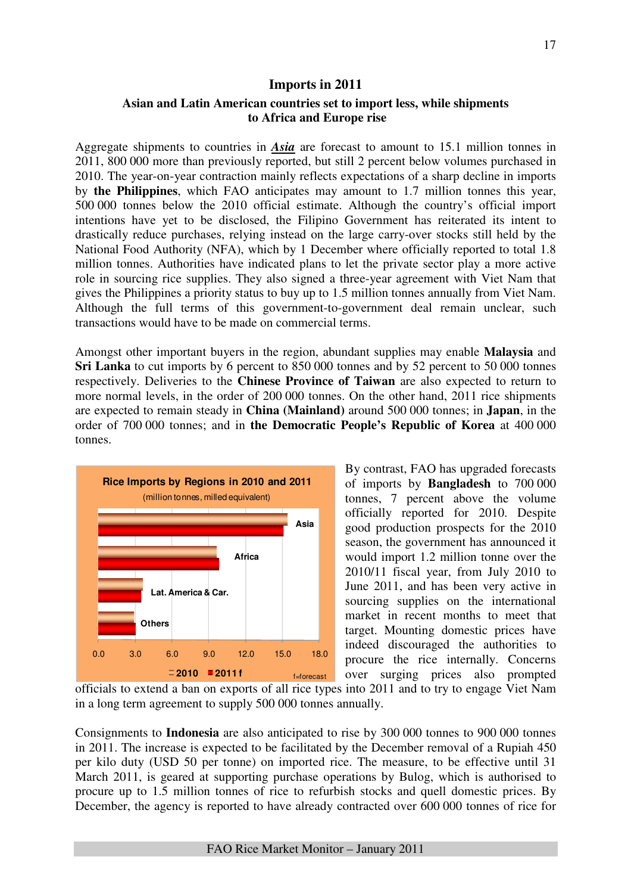## Imports in 2011

### Asian and Latin American countries set to import less, while shipments to Africa and Europe rise

Aggregate shipments to countries in ***Asia*** are forecast to amount to 15.1 million tonnes in 2011, 800 000 more than previously reported, but still 2 percent below volumes purchased in 2010. The year-on-year contraction mainly reflects expectations of a sharp decline in imports by **the Philippines**, which FAO anticipates may amount to 1.7 million tonnes this year, 500 000 tonnes below the 2010 official estimate. Although the country's official import intentions have yet to be disclosed, the Filipino Government has reiterated its intent to drastically reduce purchases, relying instead on the large carry-over stocks still held by the National Food Authority (NFA), which by 1 December where officially reported to total 1.8 million tonnes. Authorities have indicated plans to let the private sector play a more active role in sourcing rice supplies. They also signed a three-year agreement with Viet Nam that gives the Philippines a priority status to buy up to 1.5 million tonnes annually from Viet Nam. Although the full terms of this government-to-government deal remain unclear, such transactions would have to be made on commercial terms.

Amongst other important buyers in the region, abundant supplies may enable **Malaysia** and **Sri Lanka** to cut imports by 6 percent to 850 000 tonnes and by 52 percent to 50 000 tonnes respectively. Deliveries to the **Chinese Province of Taiwan** are also expected to return to more normal levels, in the order of 200 000 tonnes. On the other hand, 2011 rice shipments are expected to remain steady in **China (Mainland)** around 500 000 tonnes; in **Japan**, in the order of 700 000 tonnes; and in **the Democratic People's Republic of Korea** at 400 000 tonnes.

Rice Imports by Regions in 2010 and 2011
(million tonnes, milled equivalent)

| Region | 2010 | 2011 f |
|---|---|---|
| Asia | ~15.4 | ~15.1 |
| Africa | ~9.7 | ~9.9 |
| Lat. America & Car. | ~3.6 | ~3.4 |
| Others | ~2.9 | ~3.1 |

f=forecast

By contrast, FAO has upgraded forecasts of imports by **Bangladesh** to 700 000 tonnes, 7 percent above the volume officially reported for 2010. Despite good production prospects for the 2010 season, the government has announced it would import 1.2 million tonne over the 2010/11 fiscal year, from July 2010 to June 2011, and has been very active in sourcing supplies on the international market in recent months to meet that target. Mounting domestic prices have indeed discouraged the authorities to procure the rice internally. Concerns over surging prices also prompted officials to extend a ban on exports of all rice types into 2011 and to try to engage Viet Nam in a long term agreement to supply 500 000 tonnes annually.

Consignments to **Indonesia** are also anticipated to rise by 300 000 tonnes to 900 000 tonnes in 2011. The increase is expected to be facilitated by the December removal of a Rupiah 450 per kilo duty (USD 50 per tonne) on imported rice. The measure, to be effective until 31 March 2011, is geared at supporting purchase operations by Bulog, which is authorised to procure up to 1.5 million tonnes of rice to refurbish stocks and quell domestic prices. By December, the agency is reported to have already contracted over 600 000 tonnes of rice for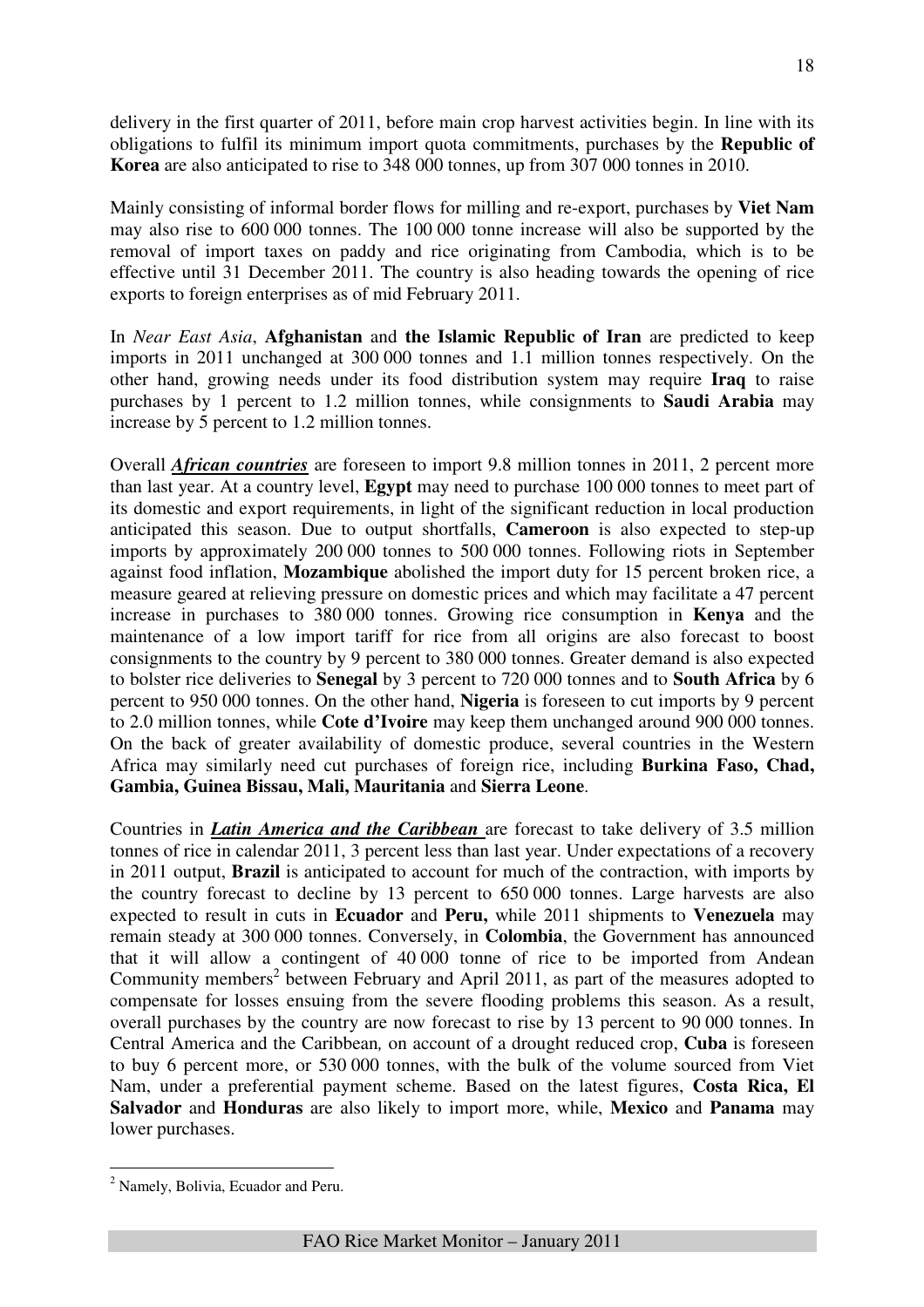delivery in the first quarter of 2011, before main crop harvest activities begin. In line with its obligations to fulfil its minimum import quota commitments, purchases by the **Republic of Korea** are also anticipated to rise to 348 000 tonnes, up from 307 000 tonnes in 2010.

Mainly consisting of informal border flows for milling and re-export, purchases by **Viet Nam** may also rise to 600 000 tonnes. The 100 000 tonne increase will also be supported by the removal of import taxes on paddy and rice originating from Cambodia, which is to be effective until 31 December 2011. The country is also heading towards the opening of rice exports to foreign enterprises as of mid February 2011.

In *Near East Asia*, **Afghanistan** and **the Islamic Republic of Iran** are predicted to keep imports in 2011 unchanged at 300 000 tonnes and 1.1 million tonnes respectively. On the other hand, growing needs under its food distribution system may require **Iraq** to raise purchases by 1 percent to 1.2 million tonnes, while consignments to **Saudi Arabia** may increase by 5 percent to 1.2 million tonnes.

Overall ***African countries*** are foreseen to import 9.8 million tonnes in 2011, 2 percent more than last year. At a country level, **Egypt** may need to purchase 100 000 tonnes to meet part of its domestic and export requirements, in light of the significant reduction in local production anticipated this season. Due to output shortfalls, **Cameroon** is also expected to step-up imports by approximately 200 000 tonnes to 500 000 tonnes. Following riots in September against food inflation, **Mozambique** abolished the import duty for 15 percent broken rice, a measure geared at relieving pressure on domestic prices and which may facilitate a 47 percent increase in purchases to 380 000 tonnes. Growing rice consumption in **Kenya** and the maintenance of a low import tariff for rice from all origins are also forecast to boost consignments to the country by 9 percent to 380 000 tonnes. Greater demand is also expected to bolster rice deliveries to **Senegal** by 3 percent to 720 000 tonnes and to **South Africa** by 6 percent to 950 000 tonnes. On the other hand, **Nigeria** is foreseen to cut imports by 9 percent to 2.0 million tonnes, while **Cote d'Ivoire** may keep them unchanged around 900 000 tonnes. On the back of greater availability of domestic produce, several countries in the Western Africa may similarly need cut purchases of foreign rice, including **Burkina Faso, Chad, Gambia, Guinea Bissau, Mali, Mauritania** and **Sierra Leone**.

Countries in ***Latin America and the Caribbean*** are forecast to take delivery of 3.5 million tonnes of rice in calendar 2011, 3 percent less than last year. Under expectations of a recovery in 2011 output, **Brazil** is anticipated to account for much of the contraction, with imports by the country forecast to decline by 13 percent to 650 000 tonnes. Large harvests are also expected to result in cuts in **Ecuador** and **Peru,** while 2011 shipments to **Venezuela** may remain steady at 300 000 tonnes. Conversely, in **Colombia**, the Government has announced that it will allow a contingent of 40 000 tonne of rice to be imported from Andean Community members[2] between February and April 2011, as part of the measures adopted to compensate for losses ensuing from the severe flooding problems this season. As a result, overall purchases by the country are now forecast to rise by 13 percent to 90 000 tonnes. In Central America and the Caribbean*,* on account of a drought reduced crop, **Cuba** is foreseen to buy 6 percent more, or 530 000 tonnes, with the bulk of the volume sourced from Viet Nam, under a preferential payment scheme. Based on the latest figures, **Costa Rica, El Salvador** and **Honduras** are also likely to import more, while, **Mexico** and **Panama** may lower purchases.

---

[2] Namely, Bolivia, Ecuador and Peru.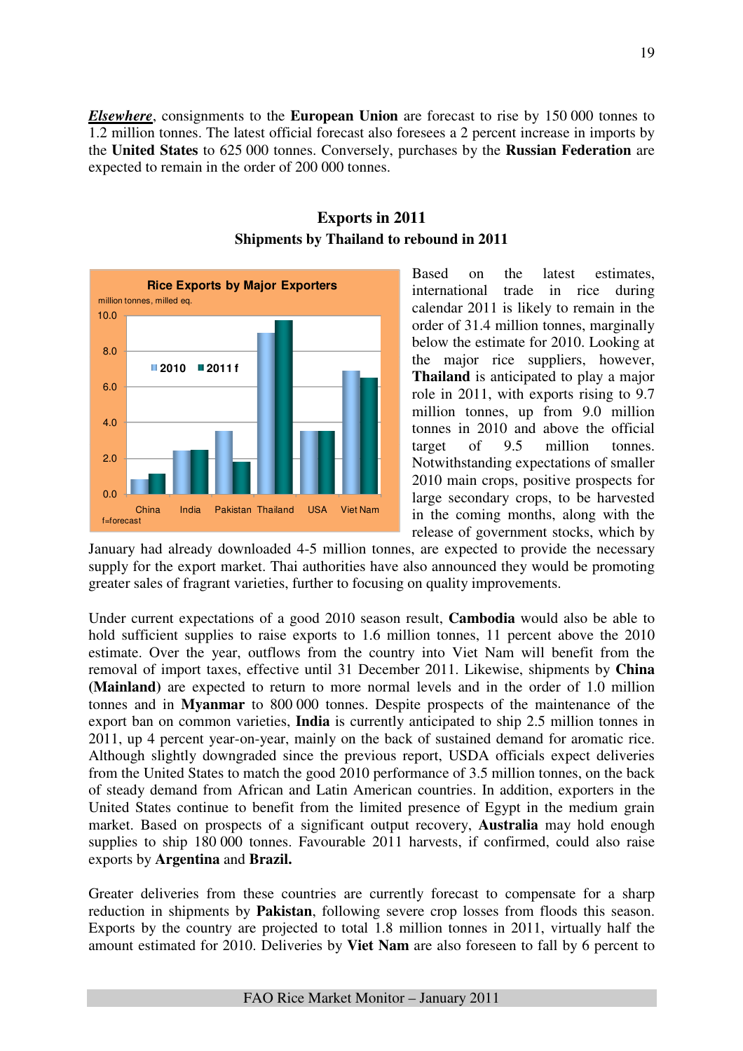***Elsewhere***, consignments to the **European Union** are forecast to rise by 150 000 tonnes to 1.2 million tonnes. The latest official forecast also foresees a 2 percent increase in imports by the **United States** to 625 000 tonnes. Conversely, purchases by the **Russian Federation** are expected to remain in the order of 200 000 tonnes.

## Exports in 2011

### Shipments by Thailand to rebound in 2011

Based on the latest estimates, international trade in rice during calendar 2011 is likely to remain in the order of 31.4 million tonnes, marginally below the estimate for 2010. Looking at the major rice suppliers, however, **Thailand** is anticipated to play a major role in 2011, with exports rising to 9.7 million tonnes, up from 9.0 million tonnes in 2010 and above the official target of 9.5 million tonnes. Notwithstanding expectations of smaller 2010 main crops, positive prospects for large secondary crops, to be harvested in the coming months, along with the release of government stocks, which by January had already downloaded 4-5 million tonnes, are expected to provide the necessary supply for the export market. Thai authorities have also announced they would be promoting greater sales of fragrant varieties, further to focusing on quality improvements.

Under current expectations of a good 2010 season result, **Cambodia** would also be able to hold sufficient supplies to raise exports to 1.6 million tonnes, 11 percent above the 2010 estimate. Over the year, outflows from the country into Viet Nam will benefit from the removal of import taxes, effective until 31 December 2011. Likewise, shipments by **China (Mainland)** are expected to return to more normal levels and in the order of 1.0 million tonnes and in **Myanmar** to 800 000 tonnes. Despite prospects of the maintenance of the export ban on common varieties, **India** is currently anticipated to ship 2.5 million tonnes in 2011, up 4 percent year-on-year, mainly on the back of sustained demand for aromatic rice. Although slightly downgraded since the previous report, USDA officials expect deliveries from the United States to match the good 2010 performance of 3.5 million tonnes, on the back of steady demand from African and Latin American countries. In addition, exporters in the United States continue to benefit from the limited presence of Egypt in the medium grain market. Based on prospects of a significant output recovery, **Australia** may hold enough supplies to ship 180 000 tonnes. Favourable 2011 harvests, if confirmed, could also raise exports by **Argentina** and **Brazil.**

Greater deliveries from these countries are currently forecast to compensate for a sharp reduction in shipments by **Pakistan**, following severe crop losses from floods this season. Exports by the country are projected to total 1.8 million tonnes in 2011, virtually half the amount estimated for 2010. Deliveries by **Viet Nam** are also foreseen to fall by 6 percent to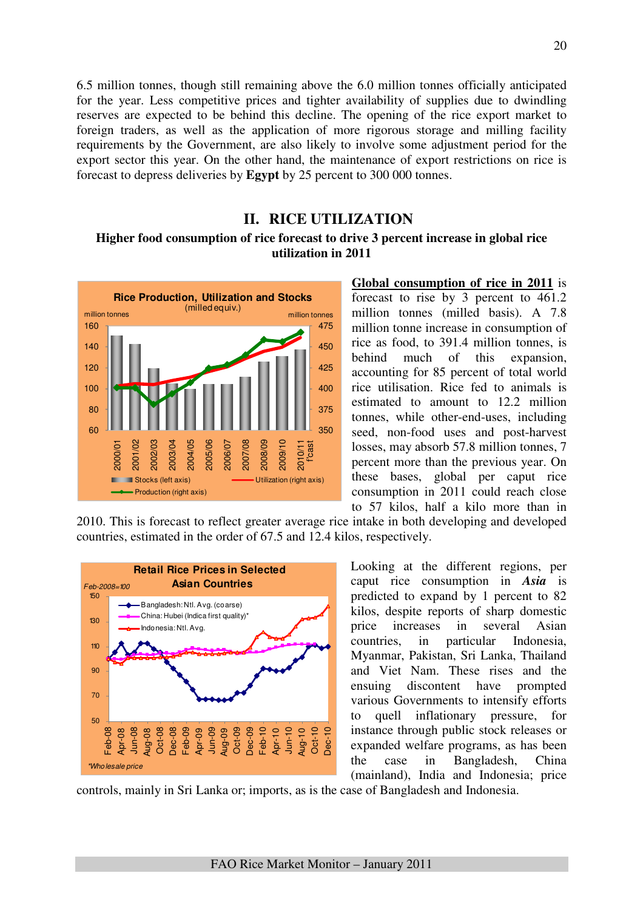6.5 million tonnes, though still remaining above the 6.0 million tonnes officially anticipated for the year. Less competitive prices and tighter availability of supplies due to dwindling reserves are expected to be behind this decline. The opening of the rice export market to foreign traders, as well as the application of more rigorous storage and milling facility requirements by the Government, are also likely to involve some adjustment period for the export sector this year. On the other hand, the maintenance of export restrictions on rice is forecast to depress deliveries by **Egypt** by 25 percent to 300 000 tonnes.

## II. RICE UTILIZATION

### Higher food consumption of rice forecast to drive 3 percent increase in global rice utilization in 2011

**Global consumption of rice in 2011** is forecast to rise by 3 percent to 461.2 million tonnes (milled basis). A 7.8 million tonne increase in consumption of rice as food, to 391.4 million tonnes, is behind much of this expansion, accounting for 85 percent of total world rice utilisation. Rice fed to animals is estimated to amount to 12.2 million tonnes, while other-end-uses, including seed, non-food uses and post-harvest losses, may absorb 57.8 million tonnes, 7 percent more than the previous year. On these bases, global per caput rice consumption in 2011 could reach close to 57 kilos, half a kilo more than in 2010. This is forecast to reflect greater average rice intake in both developing and developed countries, estimated in the order of 67.5 and 12.4 kilos, respectively.

Looking at the different regions, per caput rice consumption in ***Asia*** is predicted to expand by 1 percent to 82 kilos, despite reports of sharp domestic price increases in several Asian countries, in particular Indonesia, Myanmar, Pakistan, Sri Lanka, Thailand and Viet Nam. These rises and the ensuing discontent have prompted various Governments to intensify efforts to quell inflationary pressure, for instance through public stock releases or expanded welfare programs, as has been the case in Bangladesh, China (mainland), India and Indonesia; price controls, mainly in Sri Lanka or; imports, as is the case of Bangladesh and Indonesia.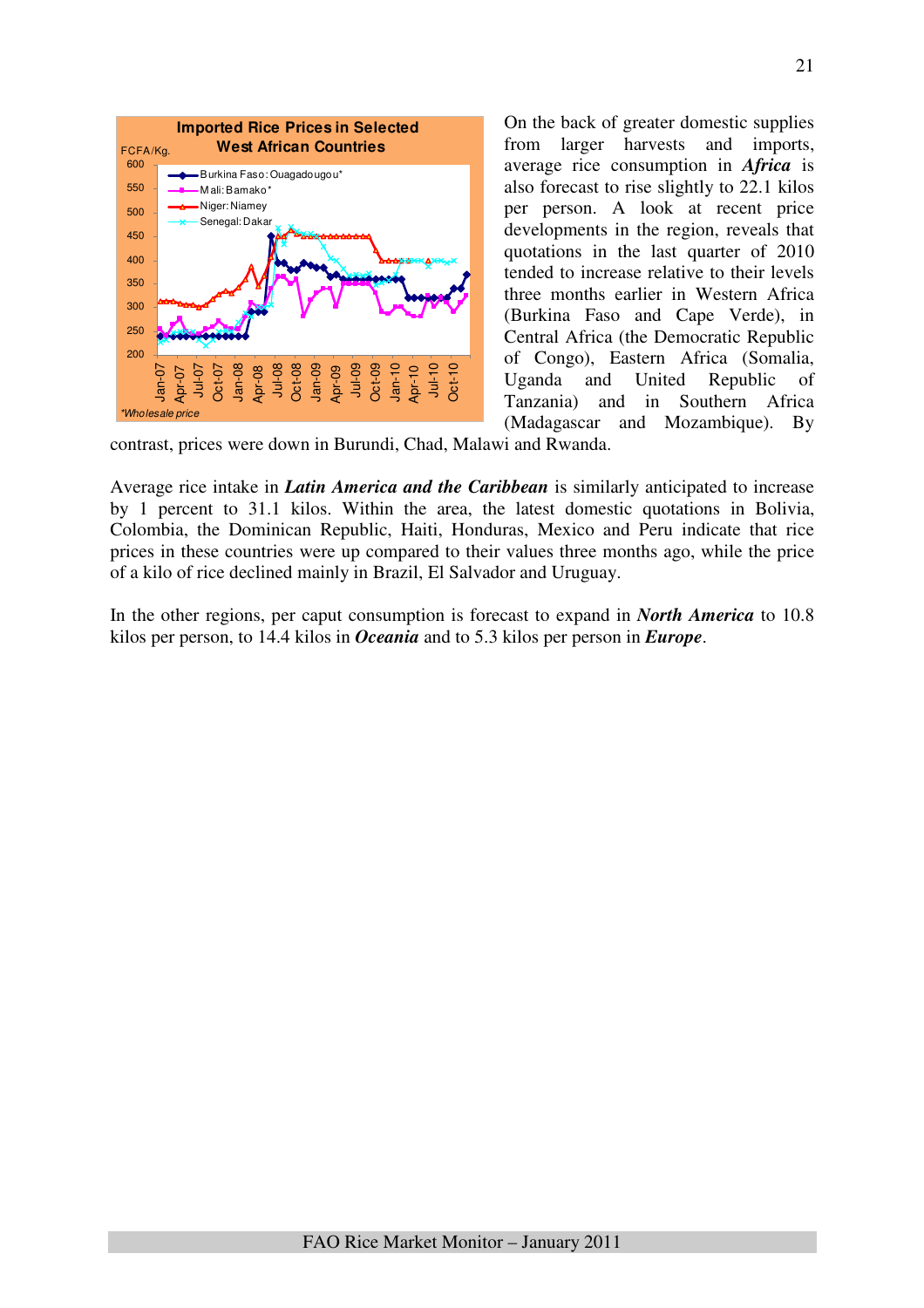On the back of greater domestic supplies from larger harvests and imports, average rice consumption in ***Africa*** is also forecast to rise slightly to 22.1 kilos per person. A look at recent price developments in the region, reveals that quotations in the last quarter of 2010 tended to increase relative to their levels three months earlier in Western Africa (Burkina Faso and Cape Verde), in Central Africa (the Democratic Republic of Congo), Eastern Africa (Somalia, Uganda and United Republic of Tanzania) and in Southern Africa (Madagascar and Mozambique). By contrast, prices were down in Burundi, Chad, Malawi and Rwanda.

Average rice intake in ***Latin America and the Caribbean*** is similarly anticipated to increase by 1 percent to 31.1 kilos. Within the area, the latest domestic quotations in Bolivia, Colombia, the Dominican Republic, Haiti, Honduras, Mexico and Peru indicate that rice prices in these countries were up compared to their values three months ago, while the price of a kilo of rice declined mainly in Brazil, El Salvador and Uruguay.

In the other regions, per caput consumption is forecast to expand in ***North America*** to 10.8 kilos per person, to 14.4 kilos in ***Oceania*** and to 5.3 kilos per person in ***Europe***.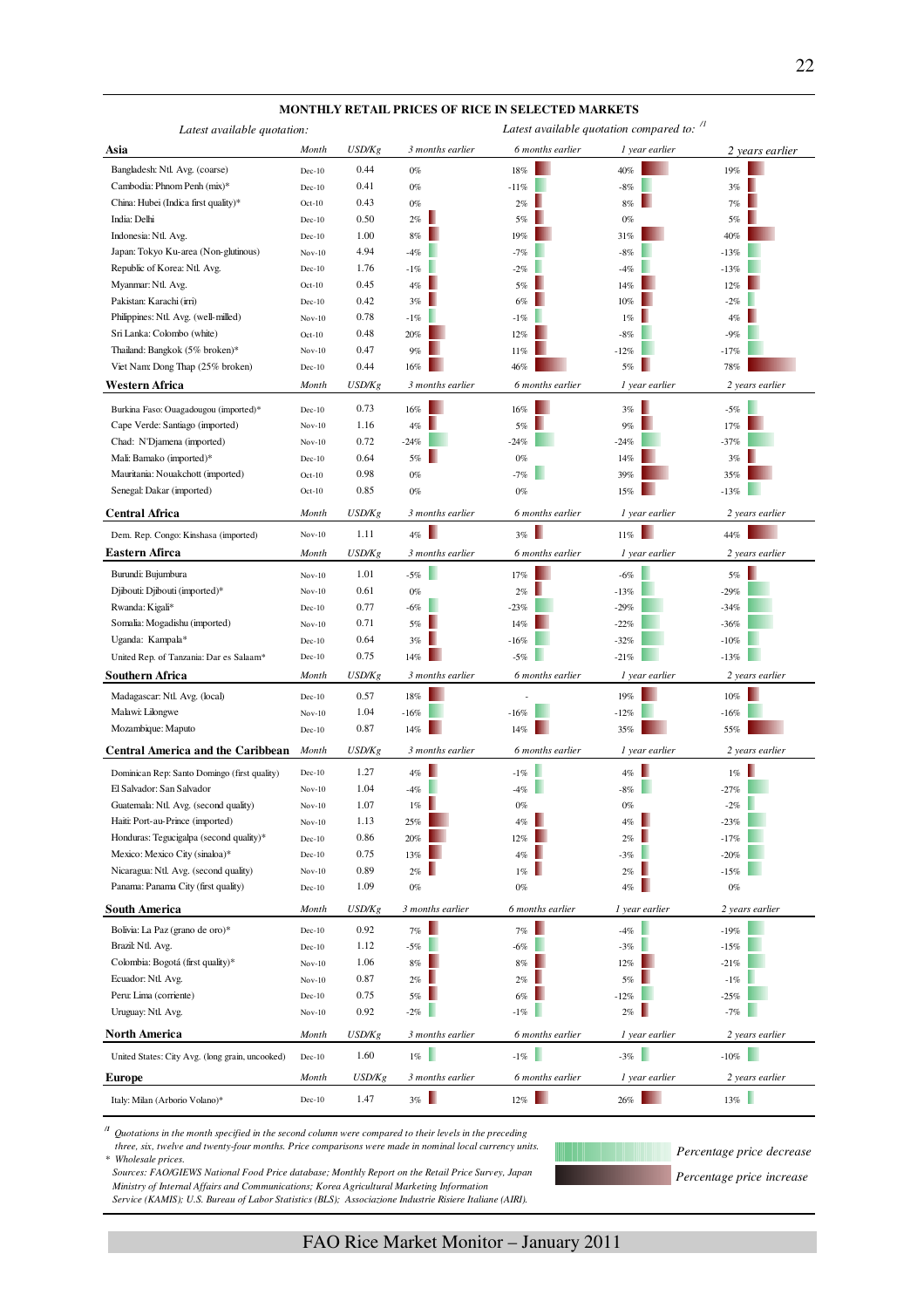## MONTHLY RETAIL PRICES OF RICE IN SELECTED MARKETS

| *Latest available quotation:* | | | *Latest available quotation compared to:* [/1] | | | |
|---|---|---|---|---|---|---|
| **Asia** | *Month* | *USD/Kg* | *3 months earlier* | *6 months earlier* | *1 year earlier* | *2 years earlier* |
| Bangladesh: Ntl. Avg. (coarse) | Dec-10 | 0.44 | 0% | 18% | 40% | 19% |
| Cambodia: Phnom Penh (mix)* | Dec-10 | 0.41 | 0% | -11% | -8% | 3% |
| China: Hubei (Indica first quality)* | Oct-10 | 0.43 | 0% | 2% | 8% | 7% |
| India: Delhi | Dec-10 | 0.50 | 2% | 5% | 0% | 5% |
| Indonesia: Ntl. Avg. | Dec-10 | 1.00 | 8% | 19% | 31% | 40% |
| Japan: Tokyo Ku-area (Non-glutinous) | Nov-10 | 4.94 | -4% | -7% | -8% | -13% |
| Republic of Korea: Ntl. Avg. | Dec-10 | 1.76 | -1% | -2% | -4% | -13% |
| Myanmar: Ntl. Avg. | Oct-10 | 0.45 | 4% | 5% | 14% | 12% |
| Pakistan: Karachi (irri) | Dec-10 | 0.42 | 3% | 6% | 10% | -2% |
| Philippines: Ntl. Avg. (well-milled) | Nov-10 | 0.78 | -1% | -1% | 1% | 4% |
| Sri Lanka: Colombo (white) | Oct-10 | 0.48 | 20% | 12% | -8% | -9% |
| Thailand: Bangkok (5% broken)* | Nov-10 | 0.47 | 9% | 11% | -12% | -17% |
| Viet Nam: Dong Thap (25% broken) | Dec-10 | 0.44 | 16% | 46% | 5% | 78% |
| **Western Africa** | *Month* | *USD/Kg* | *3 months earlier* | *6 months earlier* | *1 year earlier* | *2 years earlier* |
| Burkina Faso: Ouagadougou (imported)* | Dec-10 | 0.73 | 16% | 16% | 3% | -5% |
| Cape Verde: Santiago (imported) | Nov-10 | 1.16 | 4% | 5% | 9% | 17% |
| Chad: N'Djamena (imported) | Nov-10 | 0.72 | -24% | -24% | -24% | -37% |
| Mali: Bamako (imported)* | Dec-10 | 0.64 | 5% | 0% | 14% | 3% |
| Mauritania: Nouakchott (imported) | Oct-10 | 0.98 | 0% | -7% | 39% | 35% |
| Senegal: Dakar (imported) | Oct-10 | 0.85 | 0% | 0% | 15% | -13% |
| **Central Africa** | *Month* | *USD/Kg* | *3 months earlier* | *6 months earlier* | *1 year earlier* | *2 years earlier* |
| Dem. Rep. Congo: Kinshasa (imported) | Nov-10 | 1.11 | 4% | 3% | 11% | 44% |
| **Eastern Afirca** | *Month* | *USD/Kg* | *3 months earlier* | *6 months earlier* | *1 year earlier* | *2 years earlier* |
| Burundi: Bujumbura | Nov-10 | 1.01 | -5% | 17% | -6% | 5% |
| Djibouti: Djibouti (imported)* | Nov-10 | 0.61 | 0% | 2% | -13% | -29% |
| Rwanda: Kigali* | Dec-10 | 0.77 | -6% | -23% | -29% | -34% |
| Somalia: Mogadishu (imported) | Nov-10 | 0.71 | 5% | 14% | -22% | -36% |
| Uganda: Kampala* | Dec-10 | 0.64 | 3% | -16% | -32% | -10% |
| United Rep. of Tanzania: Dar es Salaam* | Dec-10 | 0.75 | 14% | -5% | -21% | -13% |
| **Southern Africa** | *Month* | *USD/Kg* | *3 months earlier* | *6 months earlier* | *1 year earlier* | *2 years earlier* |
| Madagascar: Ntl. Avg. (local) | Dec-10 | 0.57 | 18% | - | 19% | 10% |
| Malawi: Lilongwe | Nov-10 | 1.04 | -16% | -16% | -12% | -16% |
| Mozambique: Maputo | Dec-10 | 0.87 | 14% | 14% | 35% | 55% |
| **Central America and the Caribbean** | *Month* | *USD/Kg* | *3 months earlier* | *6 months earlier* | *1 year earlier* | *2 years earlier* |
| Dominican Rep: Santo Domingo (first quality) | Dec-10 | 1.27 | 4% | -1% | 4% | 1% |
| El Salvador: San Salvador | Nov-10 | 1.04 | -4% | -4% | -8% | -27% |
| Guatemala: Ntl. Avg. (second quality) | Nov-10 | 1.07 | 1% | 0% | 0% | -2% |
| Haiti: Port-au-Prince (imported) | Nov-10 | 1.13 | 25% | 4% | 4% | -23% |
| Honduras: Tegucigalpa (second quality)* | Dec-10 | 0.86 | 20% | 12% | 2% | -17% |
| Mexico: Mexico City (sinaloa)* | Dec-10 | 0.75 | 13% | 4% | -3% | -20% |
| Nicaragua: Ntl. Avg. (second quality) | Nov-10 | 0.89 | 2% | 1% | 2% | -15% |
| Panama: Panama City (first quality) | Dec-10 | 1.09 | 0% | 0% | 4% | 0% |
| **South America** | *Month* | *USD/Kg* | *3 months earlier* | *6 months earlier* | *1 year earlier* | *2 years earlier* |
| Bolivia: La Paz (grano de oro)* | Dec-10 | 0.92 | 7% | 7% | -4% | -19% |
| Brazil: Ntl. Avg. | Dec-10 | 1.12 | -5% | -6% | -3% | -15% |
| Colombia: Bogotá (first quality)* | Nov-10 | 1.06 | 8% | 8% | 12% | -21% |
| Ecuador: Ntl. Avg. | Nov-10 | 0.87 | 2% | 2% | 5% | -1% |
| Peru: Lima (corriente) | Dec-10 | 0.75 | 5% | 6% | -12% | -25% |
| Uruguay: Ntl. Avg. | Nov-10 | 0.92 | -2% | -1% | 2% | -7% |
| **North America** | *Month* | *USD/Kg* | *3 months earlier* | *6 months earlier* | *1 year earlier* | *2 years earlier* |
| United States: City Avg. (long grain, uncooked) | Dec-10 | 1.60 | 1% | -1% | -3% | -10% |
| **Europe** | *Month* | *USD/Kg* | *3 months earlier* | *6 months earlier* | *1 year earlier* | *2 years earlier* |
| Italy: Milan (Arborio Volano)* | Dec-10 | 1.47 | 3% | 12% | 26% | 13% |

*/1 Quotations in the month specified in the second column were compared to their levels in the preceding three, six, twelve and twenty-four months. Price comparisons were made in nominal local currency units.*

*\* Wholesale prices.*

*Sources: FAO/GIEWS National Food Price database; Monthly Report on the Retail Price Survey, Japan Ministry of Internal Affairs and Communications; Korea Agricultural Marketing Information Service (KAMIS); U.S. Bureau of Labor Statistics (BLS); Associazione Industrie Risiere Italiane (AIRI).*

*Percentage price decrease*

*Percentage price increase*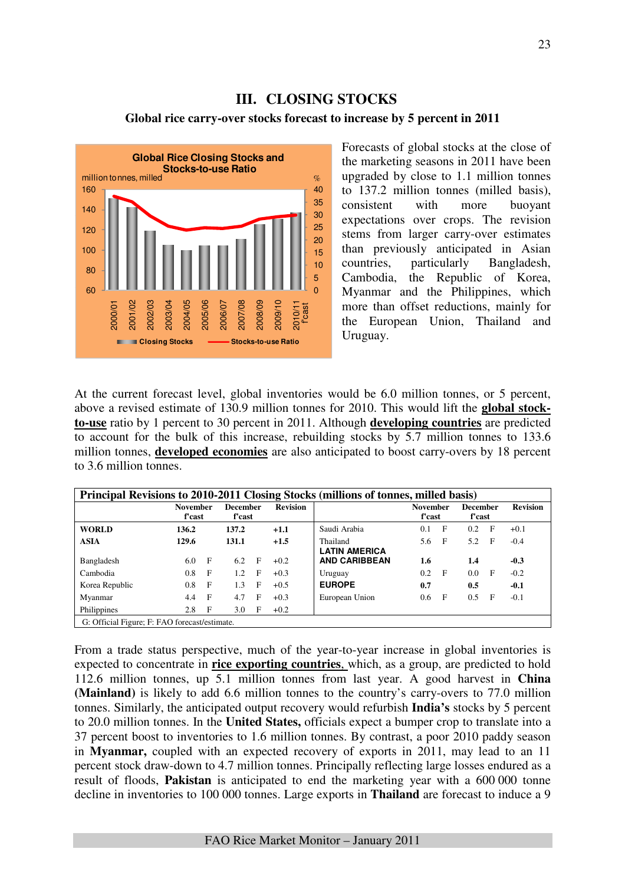## III. CLOSING STOCKS

### Global rice carry-over stocks forecast to increase by 5 percent in 2011

Forecasts of global stocks at the close of the marketing seasons in 2011 have been upgraded by close to 1.1 million tonnes to 137.2 million tonnes (milled basis), consistent with more buoyant expectations over crops. The revision stems from larger carry-over estimates than previously anticipated in Asian countries, particularly Bangladesh, Cambodia, the Republic of Korea, Myanmar and the Philippines, which more than offset reductions, mainly for the European Union, Thailand and Uruguay.

At the current forecast level, global inventories would be 6.0 million tonnes, or 5 percent, above a revised estimate of 130.9 million tonnes for 2010. This would lift the **global stock-to-use** ratio by 1 percent to 30 percent in 2011. Although **developing countries** are predicted to account for the bulk of this increase, rebuilding stocks by 5.7 million tonnes to 133.6 million tonnes, **developed economies** are also anticipated to boost carry-overs by 18 percent to 3.6 million tonnes.

**Principal Revisions to 2010-2011 Closing Stocks (millions of tonnes, milled basis)**

| | November f'cast | | December f'cast | | Revision | | November f'cast | | December f'cast | | Revision |
|---|---|---|---|---|---|---|---|---|---|---|---|
| **WORLD** | **136.2** | | **137.2** | | **+1.1** | Saudi Arabia | 0.1 | F | 0.2 | F | +0.1 |
| **ASIA** | **129.6** | | **131.1** | | **+1.5** | Thailand | 5.6 | F | 5.2 | F | -0.4 |
| Bangladesh | 6.0 | F | 6.2 | F | +0.2 | **LATIN AMERICA AND CARIBBEAN** | **1.6** | | **1.4** | | **-0.3** |
| Cambodia | 0.8 | F | 1.2 | F | +0.3 | Uruguay | 0.2 | F | 0.0 | F | -0.2 |
| Korea Republic | 0.8 | F | 1.3 | F | +0.5 | **EUROPE** | **0.7** | | **0.5** | | **-0.1** |
| Myanmar | 4.4 | F | 4.7 | F | +0.3 | European Union | 0.6 | F | 0.5 | F | -0.1 |
| Philippines | 2.8 | F | 3.0 | F | +0.2 | | | | | | |

G: Official Figure; F: FAO forecast/estimate.

From a trade status perspective, much of the year-to-year increase in global inventories is expected to concentrate in **rice exporting countries**, which, as a group, are predicted to hold 112.6 million tonnes, up 5.1 million tonnes from last year. A good harvest in **China (Mainland)** is likely to add 6.6 million tonnes to the country's carry-overs to 77.0 million tonnes. Similarly, the anticipated output recovery would refurbish **India's** stocks by 5 percent to 20.0 million tonnes. In the **United States,** officials expect a bumper crop to translate into a 37 percent boost to inventories to 1.6 million tonnes. By contrast, a poor 2010 paddy season in **Myanmar,** coupled with an expected recovery of exports in 2011, may lead to an 11 percent stock draw-down to 4.7 million tonnes. Principally reflecting large losses endured as a result of floods, **Pakistan** is anticipated to end the marketing year with a 600 000 tonne decline in inventories to 100 000 tonnes. Large exports in **Thailand** are forecast to induce a 9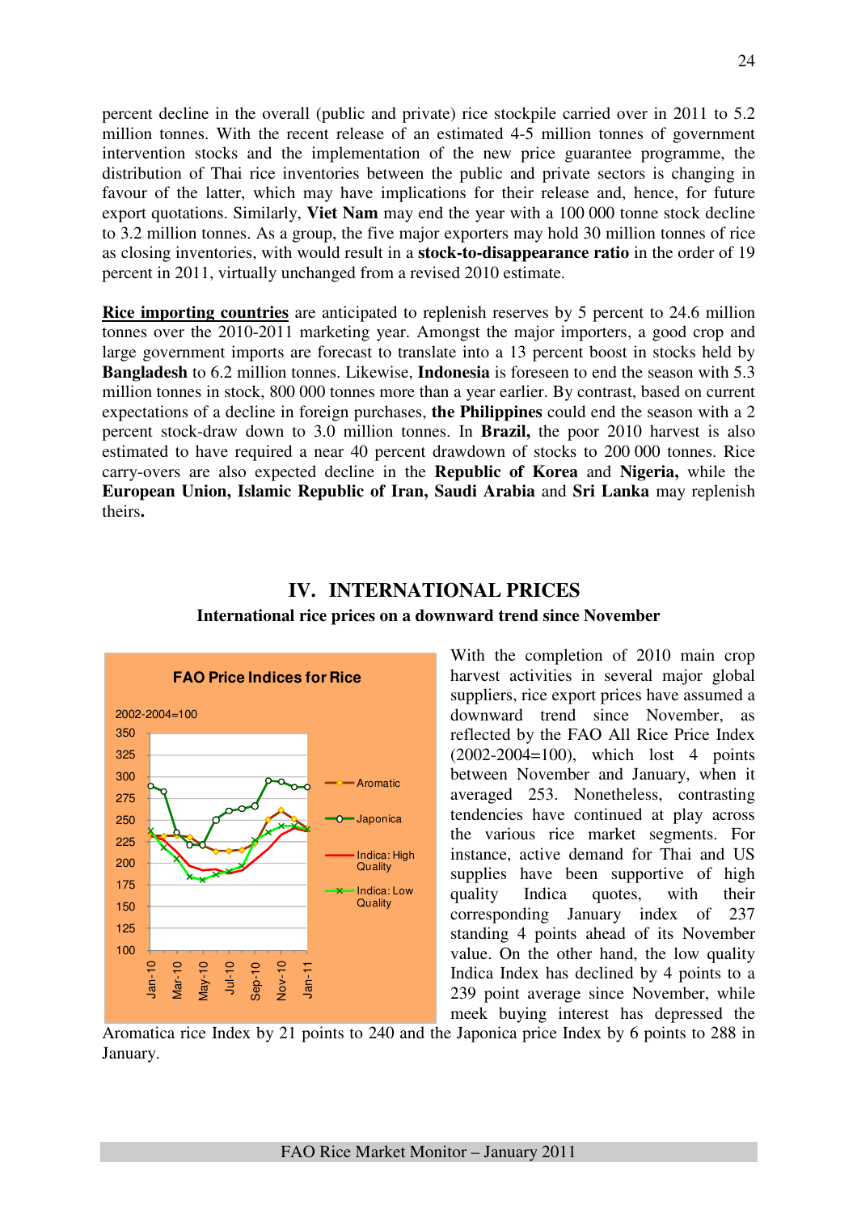percent decline in the overall (public and private) rice stockpile carried over in 2011 to 5.2 million tonnes. With the recent release of an estimated 4-5 million tonnes of government intervention stocks and the implementation of the new price guarantee programme, the distribution of Thai rice inventories between the public and private sectors is changing in favour of the latter, which may have implications for their release and, hence, for future export quotations. Similarly, **Viet Nam** may end the year with a 100 000 tonne stock decline to 3.2 million tonnes. As a group, the five major exporters may hold 30 million tonnes of rice as closing inventories, with would result in a **stock-to-disappearance ratio** in the order of 19 percent in 2011, virtually unchanged from a revised 2010 estimate.

**Rice importing countries** are anticipated to replenish reserves by 5 percent to 24.6 million tonnes over the 2010-2011 marketing year. Amongst the major importers, a good crop and large government imports are forecast to translate into a 13 percent boost in stocks held by **Bangladesh** to 6.2 million tonnes. Likewise, **Indonesia** is foreseen to end the season with 5.3 million tonnes in stock, 800 000 tonnes more than a year earlier. By contrast, based on current expectations of a decline in foreign purchases, **the Philippines** could end the season with a 2 percent stock-draw down to 3.0 million tonnes. In **Brazil,** the poor 2010 harvest is also estimated to have required a near 40 percent drawdown of stocks to 200 000 tonnes. Rice carry-overs are also expected decline in the **Republic of Korea** and **Nigeria,** while the **European Union, Islamic Republic of Iran, Saudi Arabia** and **Sri Lanka** may replenish theirs**.**

# IV. INTERNATIONAL PRICES

**International rice prices on a downward trend since November**

FAO Price Indices for Rice

With the completion of 2010 main crop harvest activities in several major global suppliers, rice export prices have assumed a downward trend since November, as reflected by the FAO All Rice Price Index (2002-2004=100), which lost 4 points between November and January, when it averaged 253. Nonetheless, contrasting tendencies have continued at play across the various rice market segments. For instance, active demand for Thai and US supplies have been supportive of high quality Indica quotes, with their corresponding January index of 237 standing 4 points ahead of its November value. On the other hand, the low quality Indica Index has declined by 4 points to a 239 point average since November, while meek buying interest has depressed the Aromatica rice Index by 21 points to 240 and the Japonica price Index by 6 points to 288 in January.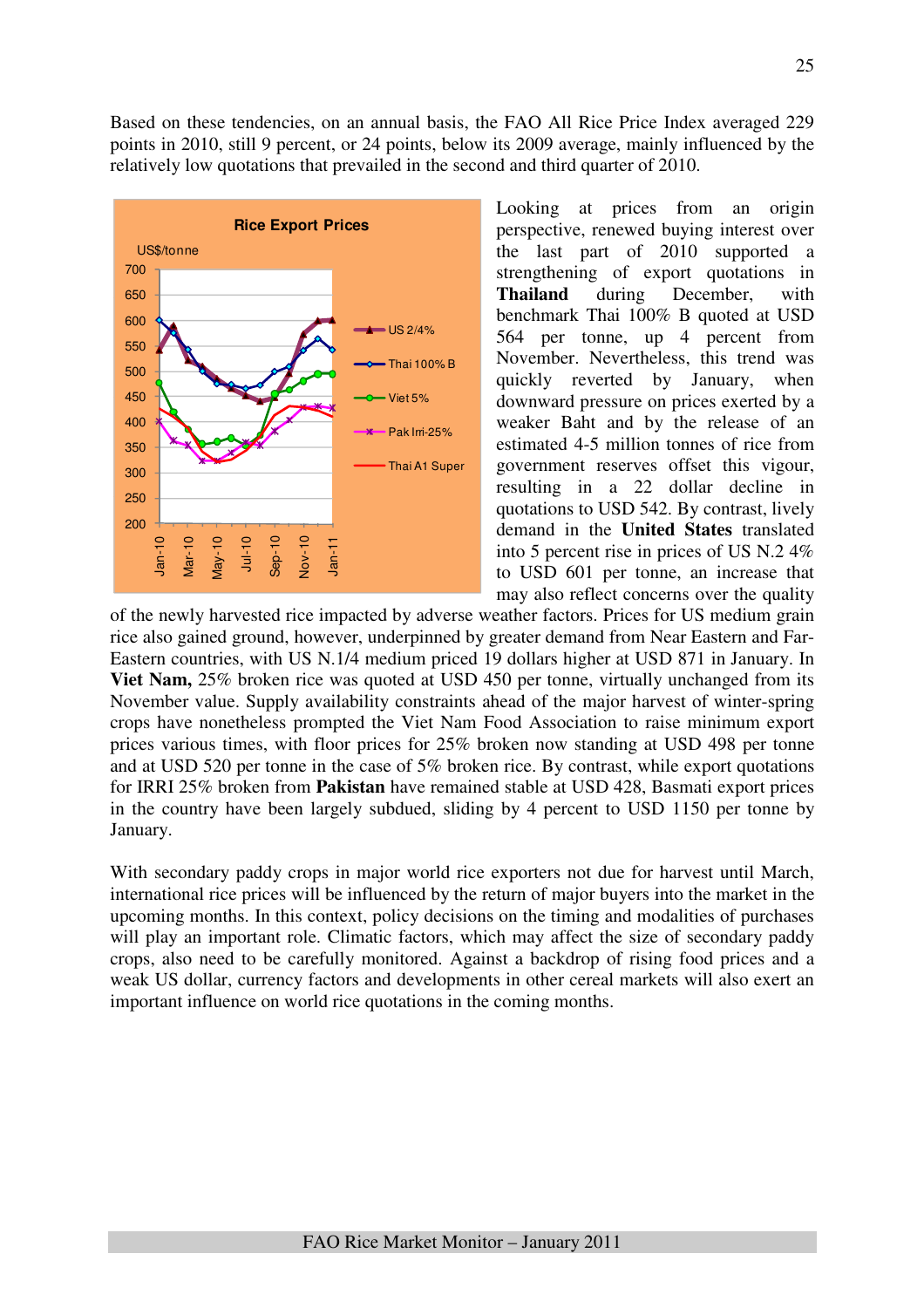Based on these tendencies, on an annual basis, the FAO All Rice Price Index averaged 229 points in 2010, still 9 percent, or 24 points, below its 2009 average, mainly influenced by the relatively low quotations that prevailed in the second and third quarter of 2010.

Looking at prices from an origin perspective, renewed buying interest over the last part of 2010 supported a strengthening of export quotations in **Thailand** during December, with benchmark Thai 100% B quoted at USD 564 per tonne, up 4 percent from November. Nevertheless, this trend was quickly reverted by January, when downward pressure on prices exerted by a weaker Baht and by the release of an estimated 4-5 million tonnes of rice from government reserves offset this vigour, resulting in a 22 dollar decline in quotations to USD 542. By contrast, lively demand in the **United States** translated into 5 percent rise in prices of US N.2 4% to USD 601 per tonne, an increase that may also reflect concerns over the quality of the newly harvested rice impacted by adverse weather factors. Prices for US medium grain rice also gained ground, however, underpinned by greater demand from Near Eastern and Far-Eastern countries, with US N.1/4 medium priced 19 dollars higher at USD 871 in January. In **Viet Nam,** 25% broken rice was quoted at USD 450 per tonne, virtually unchanged from its November value. Supply availability constraints ahead of the major harvest of winter-spring crops have nonetheless prompted the Viet Nam Food Association to raise minimum export prices various times, with floor prices for 25% broken now standing at USD 498 per tonne and at USD 520 per tonne in the case of 5% broken rice. By contrast, while export quotations for IRRI 25% broken from **Pakistan** have remained stable at USD 428, Basmati export prices in the country have been largely subdued, sliding by 4 percent to USD 1150 per tonne by January.

With secondary paddy crops in major world rice exporters not due for harvest until March, international rice prices will be influenced by the return of major buyers into the market in the upcoming months. In this context, policy decisions on the timing and modalities of purchases will play an important role. Climatic factors, which may affect the size of secondary paddy crops, also need to be carefully monitored. Against a backdrop of rising food prices and a weak US dollar, currency factors and developments in other cereal markets will also exert an important influence on world rice quotations in the coming months.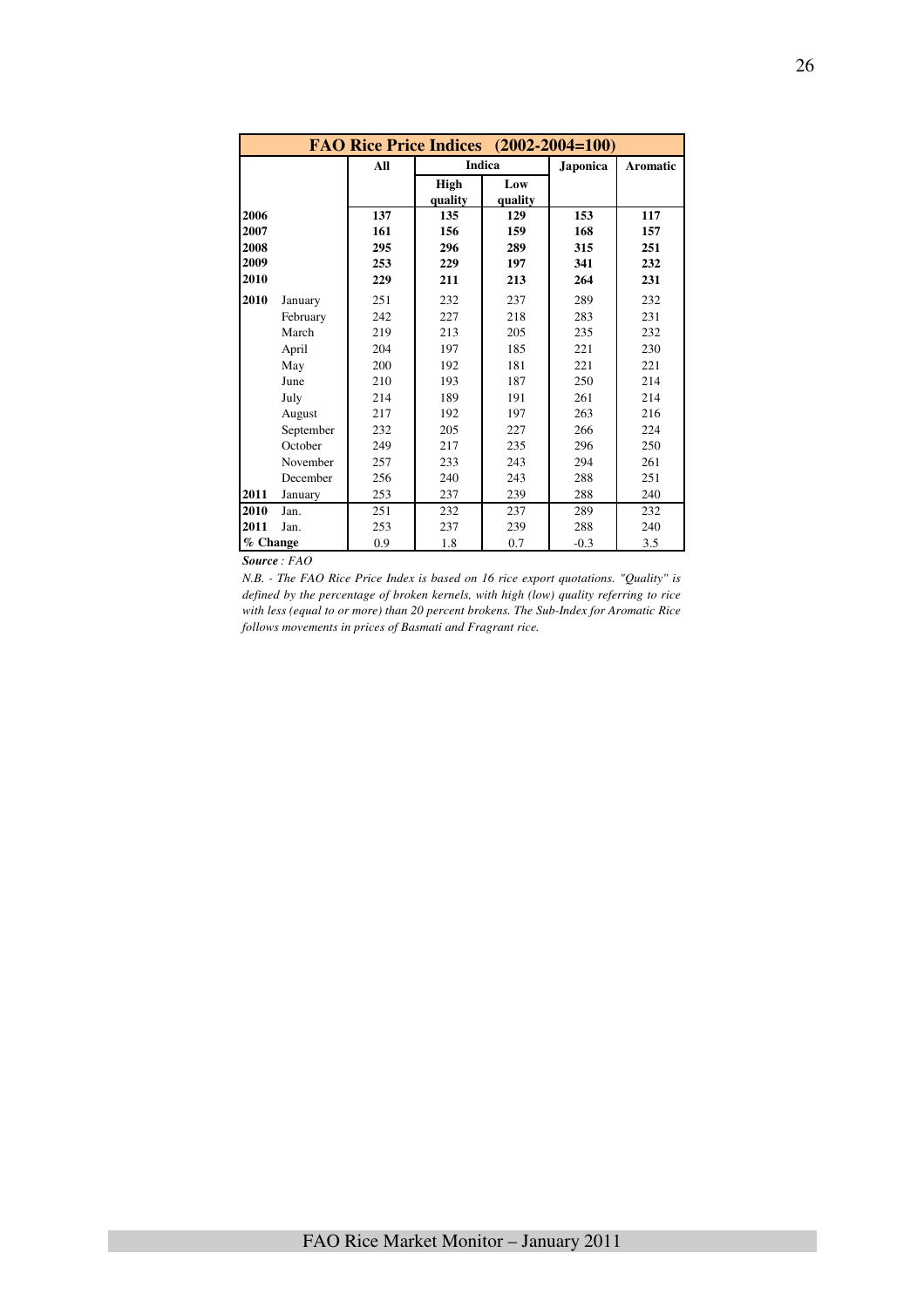| FAO Rice Price Indices (2002-2004=100) | | | | | | |
|---|---|---|---|---|---|---|
| | | **All** | **Indica** | | **Japonica** | **Aromatic** |
| | | | **High quality** | **Low quality** | | |
| **2006** | | **137** | **135** | **129** | **153** | **117** |
| **2007** | | **161** | **156** | **159** | **168** | **157** |
| **2008** | | **295** | **296** | **289** | **315** | **251** |
| **2009** | | **253** | **229** | **197** | **341** | **232** |
| **2010** | | **229** | **211** | **213** | **264** | **231** |
| **2010** | January | 251 | 232 | 237 | 289 | 232 |
| | February | 242 | 227 | 218 | 283 | 231 |
| | March | 219 | 213 | 205 | 235 | 232 |
| | April | 204 | 197 | 185 | 221 | 230 |
| | May | 200 | 192 | 181 | 221 | 221 |
| | June | 210 | 193 | 187 | 250 | 214 |
| | July | 214 | 189 | 191 | 261 | 214 |
| | August | 217 | 192 | 197 | 263 | 216 |
| | September | 232 | 205 | 227 | 266 | 224 |
| | October | 249 | 217 | 235 | 296 | 250 |
| | November | 257 | 233 | 243 | 294 | 261 |
| | December | 256 | 240 | 243 | 288 | 251 |
| **2011** | January | 253 | 237 | 239 | 288 | 240 |
| **2010** | Jan. | 251 | 232 | 237 | 289 | 232 |
| **2011** | Jan. | 253 | 237 | 239 | 288 | 240 |
| **% Change** | | 0.9 | 1.8 | 0.7 | -0.3 | 3.5 |

***Source** : FAO*

*N.B. - The FAO Rice Price Index is based on 16 rice export quotations. "Quality" is defined by the percentage of broken kernels, with high (low) quality referring to rice with less (equal to or more) than 20 percent brokens. The Sub-Index for Aromatic Rice follows movements in prices of Basmati and Fragrant rice.*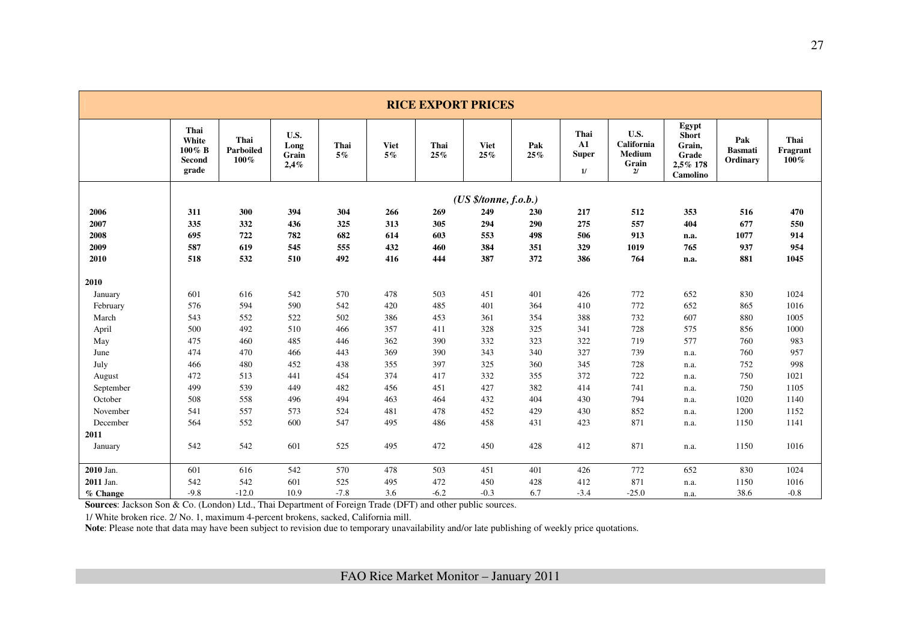## RICE EXPORT PRICES

| | Thai White 100% B Second grade | Thai Parboiled 100% | U.S. Long Grain 2,4% | Thai 5% | Viet 5% | Thai 25% | Viet 25% | Pak 25% | Thai A1 Super 1/ | U.S. California Medium Grain 2/ | Egypt Short Grain, Grade 2,5% 178 Camolino | Pak Basmati Ordinary | Thai Fragrant 100% |
|---|---|---|---|---|---|---|---|---|---|---|---|---|---|
| | *(US $/tonne, f.o.b.)* | | | | | | | | | | | | |
| **2006** | **311** | **300** | **394** | **304** | **266** | **269** | **249** | **230** | **217** | **512** | **353** | **516** | **470** |
| **2007** | **335** | **332** | **436** | **325** | **313** | **305** | **294** | **290** | **275** | **557** | **404** | **677** | **550** |
| **2008** | **695** | **722** | **782** | **682** | **614** | **603** | **553** | **498** | **506** | **913** | **n.a.** | **1077** | **914** |
| **2009** | **587** | **619** | **545** | **555** | **432** | **460** | **384** | **351** | **329** | **1019** | **765** | **937** | **954** |
| **2010** | **518** | **532** | **510** | **492** | **416** | **444** | **387** | **372** | **386** | **764** | **n.a.** | **881** | **1045** |
| **2010** | | | | | | | | | | | | | |
| January | 601 | 616 | 542 | 570 | 478 | 503 | 451 | 401 | 426 | 772 | 652 | 830 | 1024 |
| February | 576 | 594 | 590 | 542 | 420 | 485 | 401 | 364 | 410 | 772 | 652 | 865 | 1016 |
| March | 543 | 552 | 522 | 502 | 386 | 453 | 361 | 354 | 388 | 732 | 607 | 880 | 1005 |
| April | 500 | 492 | 510 | 466 | 357 | 411 | 328 | 325 | 341 | 728 | 575 | 856 | 1000 |
| May | 475 | 460 | 485 | 446 | 362 | 390 | 332 | 323 | 322 | 719 | 577 | 760 | 983 |
| June | 474 | 470 | 466 | 443 | 369 | 390 | 343 | 340 | 327 | 739 | n.a. | 760 | 957 |
| July | 466 | 480 | 452 | 438 | 355 | 397 | 325 | 360 | 345 | 728 | n.a. | 752 | 998 |
| August | 472 | 513 | 441 | 454 | 374 | 417 | 332 | 355 | 372 | 722 | n.a. | 750 | 1021 |
| September | 499 | 539 | 449 | 482 | 456 | 451 | 427 | 382 | 414 | 741 | n.a. | 750 | 1105 |
| October | 508 | 558 | 496 | 494 | 463 | 464 | 432 | 404 | 430 | 794 | n.a. | 1020 | 1140 |
| November | 541 | 557 | 573 | 524 | 481 | 478 | 452 | 429 | 430 | 852 | n.a. | 1200 | 1152 |
| December | 564 | 552 | 600 | 547 | 495 | 486 | 458 | 431 | 423 | 871 | n.a. | 1150 | 1141 |
| **2011** | | | | | | | | | | | | | |
| January | 542 | 542 | 601 | 525 | 495 | 472 | 450 | 428 | 412 | 871 | n.a. | 1150 | 1016 |
| **2010** Jan. | 601 | 616 | 542 | 570 | 478 | 503 | 451 | 401 | 426 | 772 | 652 | 830 | 1024 |
| **2011** Jan. | 542 | 542 | 601 | 525 | 495 | 472 | 450 | 428 | 412 | 871 | n.a. | 1150 | 1016 |
| **% Change** | -9.8 | -12.0 | 10.9 | -7.8 | 3.6 | -6.2 | -0.3 | 6.7 | -3.4 | -25.0 | n.a. | 38.6 | -0.8 |

**Sources**: Jackson Son & Co. (London) Ltd., Thai Department of Foreign Trade (DFT) and other public sources.

1/ White broken rice. 2/ No. 1, maximum 4-percent brokens, sacked, California mill.

**Note**: Please note that data may have been subject to revision due to temporary unavailability and/or late publishing of weekly price quotations.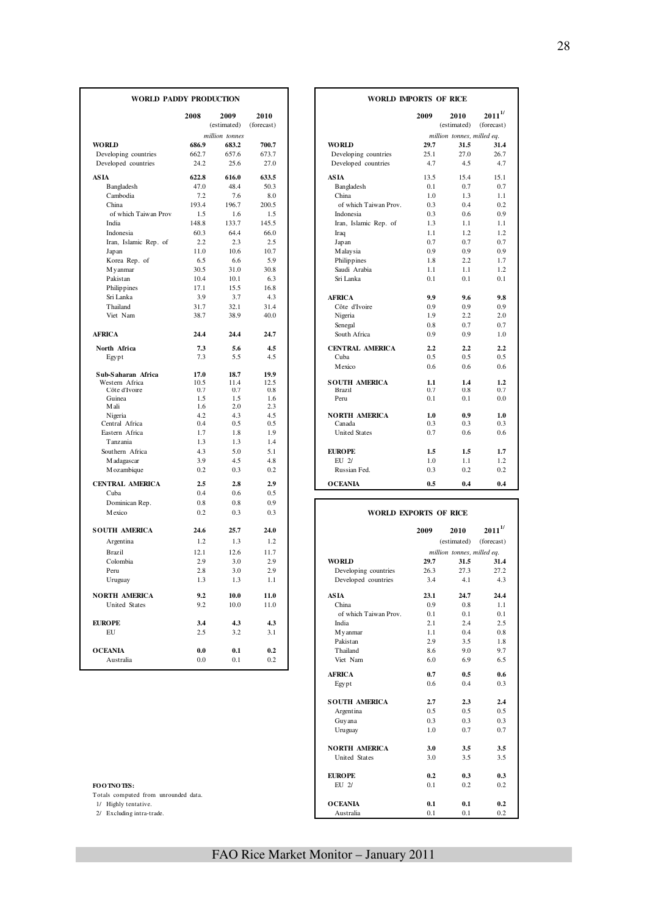## WORLD PADDY PRODUCTION

| | 2008 | 2009 (estimated) | 2010 (forecast) |
|---|---|---|---|
| | | *million tonnes* | |
| **WORLD** | **686.9** | **683.2** | **700.7** |
| Developing countries | 662.7 | 657.6 | 673.7 |
| Developed countries | 24.2 | 25.6 | 27.0 |
| **ASIA** | **622.8** | **616.0** | **633.5** |
| Bangladesh | 47.0 | 48.4 | 50.3 |
| Cambodia | 7.2 | 7.6 | 8.0 |
| China | 193.4 | 196.7 | 200.5 |
| of which Taiwan Prov | 1.5 | 1.6 | 1.5 |
| India | 148.8 | 133.7 | 145.5 |
| Indonesia | 60.3 | 64.4 | 66.0 |
| Iran, Islamic Rep. of | 2.2 | 2.3 | 2.5 |
| Japan | 11.0 | 10.6 | 10.7 |
| Korea Rep. of | 6.5 | 6.6 | 5.9 |
| Myanmar | 30.5 | 31.0 | 30.8 |
| Pakistan | 10.4 | 10.1 | 6.3 |
| Philippines | 17.1 | 15.5 | 16.8 |
| Sri Lanka | 3.9 | 3.7 | 4.3 |
| Thailand | 31.7 | 32.1 | 31.4 |
| Viet Nam | 38.7 | 38.9 | 40.0 |
| **AFRICA** | **24.4** | **24.4** | **24.7** |
| **North Africa** | **7.3** | **5.6** | **4.5** |
| Egypt | 7.3 | 5.5 | 4.5 |
| **Sub-Saharan Africa** | **17.0** | **18.7** | **19.9** |
| Western Africa | 10.5 | 11.4 | 12.5 |
| Côte d'Ivoire | 0.7 | 0.7 | 0.8 |
| Guinea | 1.5 | 1.5 | 1.6 |
| Mali | 1.6 | 2.0 | 2.3 |
| Nigeria | 4.2 | 4.3 | 4.5 |
| Central Africa | 0.4 | 0.5 | 0.5 |
| Eastern Africa | 1.7 | 1.8 | 1.9 |
| Tanzania | 1.3 | 1.3 | 1.4 |
| Southern Africa | 4.3 | 5.0 | 5.1 |
| Madagascar | 3.9 | 4.5 | 4.8 |
| Mozambique | 0.2 | 0.3 | 0.2 |
| **CENTRAL AMERICA** | **2.5** | **2.8** | **2.9** |
| Cuba | 0.4 | 0.6 | 0.5 |
| Dominican Rep. | 0.8 | 0.8 | 0.9 |
| Mexico | 0.2 | 0.3 | 0.3 |
| **SOUTH AMERICA** | **24.6** | **25.7** | **24.0** |
| Argentina | 1.2 | 1.3 | 1.2 |
| Brazil | 12.1 | 12.6 | 11.7 |
| Colombia | 2.9 | 3.0 | 2.9 |
| Peru | 2.8 | 3.0 | 2.9 |
| Uruguay | 1.3 | 1.3 | 1.1 |
| **NORTH AMERICA** | **9.2** | **10.0** | **11.0** |
| United States | 9.2 | 10.0 | 11.0 |
| **EUROPE** | **3.4** | **4.3** | **4.3** |
| EU | 2.5 | 3.2 | 3.1 |
| **OCEANIA** | **0.0** | **0.1** | **0.2** |
| Australia | 0.0 | 0.1 | 0.2 |

## WORLD IMPORTS OF RICE

| | 2009 | 2010 (estimated) | 2011[1/] (forecast) |
|---|---|---|---|
| | | *million tonnes, milled eq.* | |
| **WORLD** | **29.7** | **31.5** | **31.4** |
| Developing countries | 25.1 | 27.0 | 26.7 |
| Developed countries | 4.7 | 4.5 | 4.7 |
| **ASIA** | 13.5 | 15.4 | 15.1 |
| Bangladesh | 0.1 | 0.7 | 0.7 |
| China | 1.0 | 1.3 | 1.1 |
| of which Taiwan Prov. | 0.3 | 0.4 | 0.2 |
| Indonesia | 0.3 | 0.6 | 0.9 |
| Iran, Islamic Rep. of | 1.3 | 1.1 | 1.1 |
| Iraq | 1.1 | 1.2 | 1.2 |
| Japan | 0.7 | 0.7 | 0.7 |
| Malaysia | 0.9 | 0.9 | 0.9 |
| Philippines | 1.8 | 2.2 | 1.7 |
| Saudi Arabia | 1.1 | 1.1 | 1.2 |
| Sri Lanka | 0.1 | 0.1 | 0.1 |
| **AFRICA** | **9.9** | **9.6** | **9.8** |
| Côte d'Ivoire | 0.9 | 0.9 | 0.9 |
| Nigeria | 1.9 | 2.2 | 2.0 |
| Senegal | 0.8 | 0.7 | 0.7 |
| South Africa | 0.9 | 0.9 | 1.0 |
| **CENTRAL AMERICA** | **2.2** | **2.2** | **2.2** |
| Cuba | 0.5 | 0.5 | 0.5 |
| Mexico | 0.6 | 0.6 | 0.6 |
| **SOUTH AMERICA** | **1.1** | **1.4** | **1.2** |
| Brazil | 0.7 | 0.8 | 0.7 |
| Peru | 0.1 | 0.1 | 0.0 |
| **NORTH AMERICA** | **1.0** | **0.9** | **1.0** |
| Canada | 0.3 | 0.3 | 0.3 |
| United States | 0.7 | 0.6 | 0.6 |
| **EUROPE** | **1.5** | **1.5** | **1.7** |
| EU 2/ | 1.0 | 1.1 | 1.2 |
| Russian Fed. | 0.3 | 0.2 | 0.2 |
| **OCEANIA** | **0.5** | **0.4** | **0.4** |

## WORLD EXPORTS OF RICE

| | 2009 | 2010 (estimated) | 2011[1/] (forecast) |
|---|---|---|---|
| | | *million tonnes, milled eq.* | |
| **WORLD** | **29.7** | **31.5** | **31.4** |
| Developing countries | 26.3 | 27.3 | 27.2 |
| Developed countries | 3.4 | 4.1 | 4.3 |
| **ASIA** | **23.1** | **24.7** | **24.4** |
| China | 0.9 | 0.8 | 1.1 |
| of which Taiwan Prov. | 0.1 | 0.1 | 0.1 |
| India | 2.1 | 2.4 | 2.5 |
| Myanmar | 1.1 | 0.4 | 0.8 |
| Pakistan | 2.9 | 3.5 | 1.8 |
| Thailand | 8.6 | 9.0 | 9.7 |
| Viet Nam | 6.0 | 6.9 | 6.5 |
| **AFRICA** | **0.7** | **0.5** | **0.6** |
| Egypt | 0.6 | 0.4 | 0.3 |
| **SOUTH AMERICA** | **2.7** | **2.3** | **2.4** |
| Argentina | 0.5 | 0.5 | 0.5 |
| Guyana | 0.3 | 0.3 | 0.3 |
| Uruguay | 1.0 | 0.7 | 0.7 |
| **NORTH AMERICA** | **3.0** | **3.5** | **3.5** |
| United States | 3.0 | 3.5 | 3.5 |
| **EUROPE** | **0.2** | **0.3** | **0.3** |
| EU 2/ | 0.1 | 0.2 | 0.2 |
| **OCEANIA** | **0.1** | **0.1** | **0.2** |
| Australia | 0.1 | 0.1 | 0.2 |

**FOOTNOTES:**

Totals computed from unrounded data.

1/ Highly tentative.

2/ Excluding intra-trade.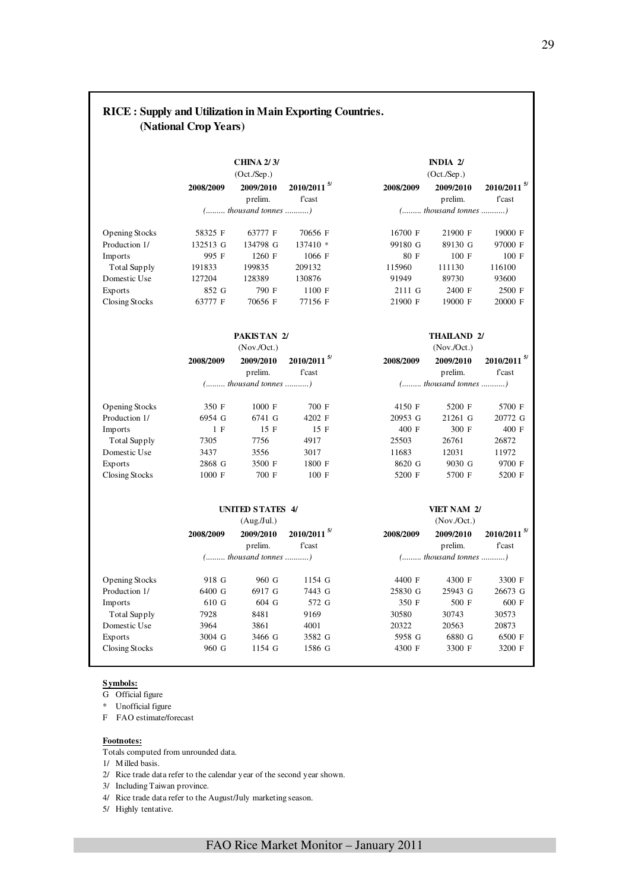## RICE : Supply and Utilization in Main Exporting Countries. (National Crop Years)

| | CHINA 2/ 3/ (Oct./Sep.) | | | INDIA 2/ (Oct./Sep.) | | |
|---|---|---|---|---|---|---|
| | 2008/2009 | 2009/2010 prelim. | 2010/2011 5/ f'cast | 2008/2009 | 2009/2010 prelim. | 2010/2011 5/ f'cast |
| | *(......... thousand tonnes ...........)* | | | *(......... thousand tonnes ...........)* | | |
| Opening Stocks | 58325 F | 63777 F | 70656 F | 16700 F | 21900 F | 19000 F |
| Production 1/ | 132513 G | 134798 G | 137410 * | 99180 G | 89130 G | 97000 F |
| Imports | 995 F | 1260 F | 1066 F | 80 F | 100 F | 100 F |
| Total Supply | 191833 | 199835 | 209132 | 115960 | 111130 | 116100 |
| Domestic Use | 127204 | 128389 | 130876 | 91949 | 89730 | 93600 |
| Exports | 852 G | 790 F | 1100 F | 2111 G | 2400 F | 2500 F |
| Closing Stocks | 63777 F | 70656 F | 77156 F | 21900 F | 19000 F | 20000 F |

| | PAKISTAN 2/ (Nov./Oct.) | | | THAILAND 2/ (Nov./Oct.) | | |
|---|---|---|---|---|---|---|
| | 2008/2009 | 2009/2010 prelim. | 2010/2011 5/ f'cast | 2008/2009 | 2009/2010 prelim. | 2010/2011 5/ f'cast |
| | *(......... thousand tonnes ...........)* | | | *(......... thousand tonnes ...........)* | | |
| Opening Stocks | 350 F | 1000 F | 700 F | 4150 F | 5200 F | 5700 F |
| Production 1/ | 6954 G | 6741 G | 4202 F | 20953 G | 21261 G | 20772 G |
| Imports | 1 F | 15 F | 15 F | 400 F | 300 F | 400 F |
| Total Supply | 7305 | 7756 | 4917 | 25503 | 26761 | 26872 |
| Domestic Use | 3437 | 3556 | 3017 | 11683 | 12031 | 11972 |
| Exports | 2868 G | 3500 F | 1800 F | 8620 G | 9030 G | 9700 F |
| Closing Stocks | 1000 F | 700 F | 100 F | 5200 F | 5700 F | 5200 F |

| | UNITED STATES 4/ (Aug./Jul.) | | | VIET NAM 2/ (Nov./Oct.) | | |
|---|---|---|---|---|---|---|
| | 2008/2009 | 2009/2010 prelim. | 2010/2011 5/ f'cast | 2008/2009 | 2009/2010 prelim. | 2010/2011 5/ f'cast |
| | *(......... thousand tonnes ...........)* | | | *(......... thousand tonnes ...........)* | | |
| Opening Stocks | 918 G | 960 G | 1154 G | 4400 F | 4300 F | 3300 F |
| Production 1/ | 6400 G | 6917 G | 7443 G | 25830 G | 25943 G | 26673 G |
| Imports | 610 G | 604 G | 572 G | 350 F | 500 F | 600 F |
| Total Supply | 7928 | 8481 | 9169 | 30580 | 30743 | 30573 |
| Domestic Use | 3964 | 3861 | 4001 | 20322 | 20563 | 20873 |
| Exports | 3004 G | 3466 G | 3582 G | 5958 G | 6880 G | 6500 F |
| Closing Stocks | 960 G | 1154 G | 1586 G | 4300 F | 3300 F | 3200 F |

**Symbols:**

G Official figure

\* Unofficial figure

F FAO estimate/forecast

**Footnotes:**

Totals computed from unrounded data.

1/ Milled basis.

2/ Rice trade data refer to the calendar year of the second year shown.

3/ Including Taiwan province.

4/ Rice trade data refer to the August/July marketing season.

5/ Highly tentative.